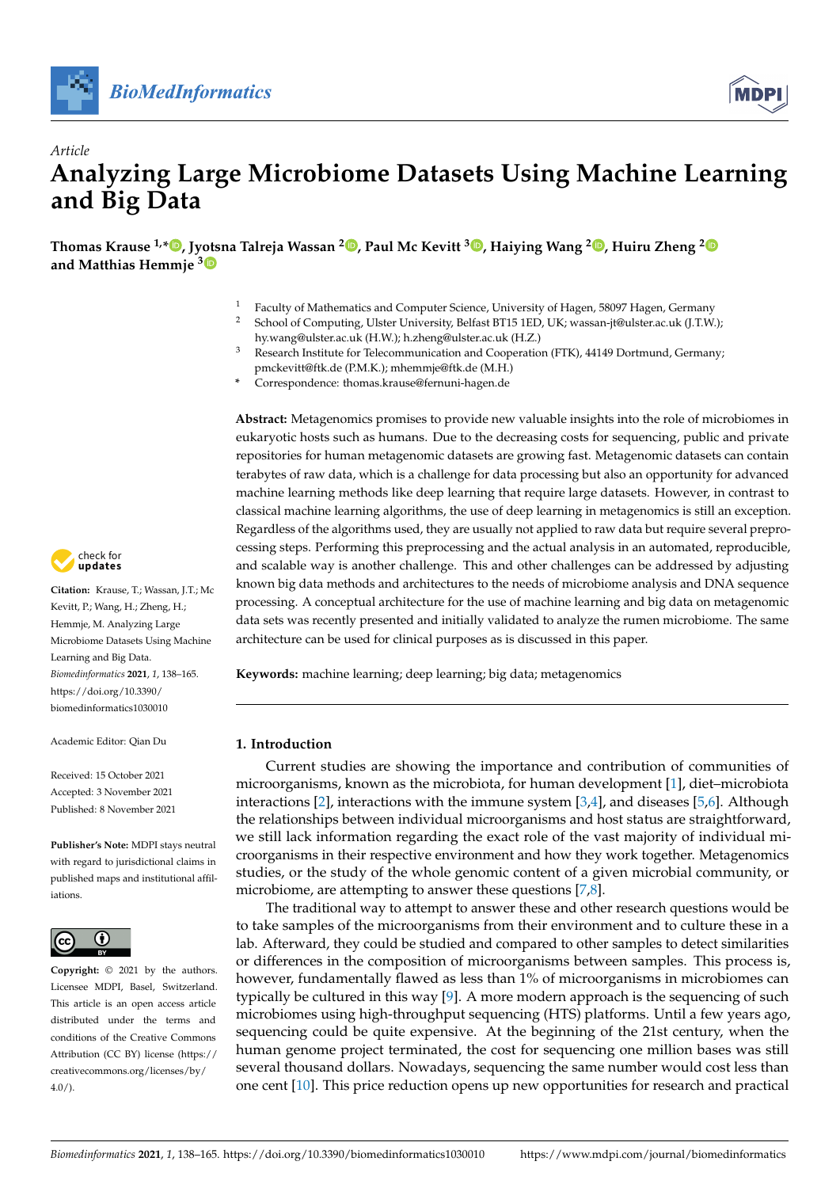*Article*

# Analyzing Large Microbiome Datasets Using Machine Learning and Big Data

**Thomas Krause [1,*], Jyotsna Talreja Wassan [2], Paul Mc Kevitt [3], Haiying Wang [2], Huiru Zheng [2] and Matthias Hemmje [3]**

[1] Faculty of Mathematics and Computer Science, University of Hagen, 58097 Hagen, Germany
[2] School of Computing, Ulster University, Belfast BT15 1ED, UK; wassan-jt@ulster.ac.uk (J.T.W.); hy.wang@ulster.ac.uk (H.W.); h.zheng@ulster.ac.uk (H.Z.)
[3] Research Institute for Telecommunication and Cooperation (FTK), 44149 Dortmund, Germany; pmckevitt@ftk.de (P.M.K.); mhemmje@ftk.de (M.H.)
* Correspondence: thomas.krause@fernuni-hagen.de

**Abstract:** Metagenomics promises to provide new valuable insights into the role of microbiomes in eukaryotic hosts such as humans. Due to the decreasing costs for sequencing, public and private repositories for human metagenomic datasets are growing fast. Metagenomic datasets can contain terabytes of raw data, which is a challenge for data processing but also an opportunity for advanced machine learning methods like deep learning that require large datasets. However, in contrast to classical machine learning algorithms, the use of deep learning in metagenomics is still an exception. Regardless of the algorithms used, they are usually not applied to raw data but require several preprocessing steps. Performing this preprocessing and the actual analysis in an automated, reproducible, and scalable way is another challenge. This and other challenges can be addressed by adjusting known big data methods and architectures to the needs of microbiome analysis and DNA sequence processing. A conceptual architecture for the use of machine learning and big data on metagenomic data sets was recently presented and initially validated to analyze the rumen microbiome. The same architecture can be used for clinical purposes as is discussed in this paper.

**Keywords:** machine learning; deep learning; big data; metagenomics

**Citation:** Krause, T.; Wassan, J.T.; Mc Kevitt, P.; Wang, H.; Zheng, H.; Hemmje, M. Analyzing Large Microbiome Datasets Using Machine Learning and Big Data. *Biomedinformatics* **2021**, *1*, 138–165. https://doi.org/10.3390/biomedinformatics1030010

Academic Editor: Qian Du

Received: 15 October 2021
Accepted: 3 November 2021
Published: 8 November 2021

**Publisher's Note:** MDPI stays neutral with regard to jurisdictional claims in published maps and institutional affiliations.

**Copyright:** © 2021 by the authors. Licensee MDPI, Basel, Switzerland. This article is an open access article distributed under the terms and conditions of the Creative Commons Attribution (CC BY) license (https://creativecommons.org/licenses/by/4.0/).

## 1. Introduction

Current studies are showing the importance and contribution of communities of microorganisms, known as the microbiota, for human development [1], diet–microbiota interactions [2], interactions with the immune system [3,4], and diseases [5,6]. Although the relationships between individual microorganisms and host status are straightforward, we still lack information regarding the exact role of the vast majority of individual microorganisms in their respective environment and how they work together. Metagenomics studies, or the study of the whole genomic content of a given microbial community, or microbiome, are attempting to answer these questions [7,8].

The traditional way to attempt to answer these and other research questions would be to take samples of the microorganisms from their environment and to culture these in a lab. Afterward, they could be studied and compared to other samples to detect similarities or differences in the composition of microorganisms between samples. This process is, however, fundamentally flawed as less than 1% of microorganisms in microbiomes can typically be cultured in this way [9]. A more modern approach is the sequencing of such microbiomes using high-throughput sequencing (HTS) platforms. Until a few years ago, sequencing could be quite expensive. At the beginning of the 21st century, when the human genome project terminated, the cost for sequencing one million bases was still several thousand dollars. Nowadays, sequencing the same number would cost less than one cent [10]. This price reduction opens up new opportunities for research and practical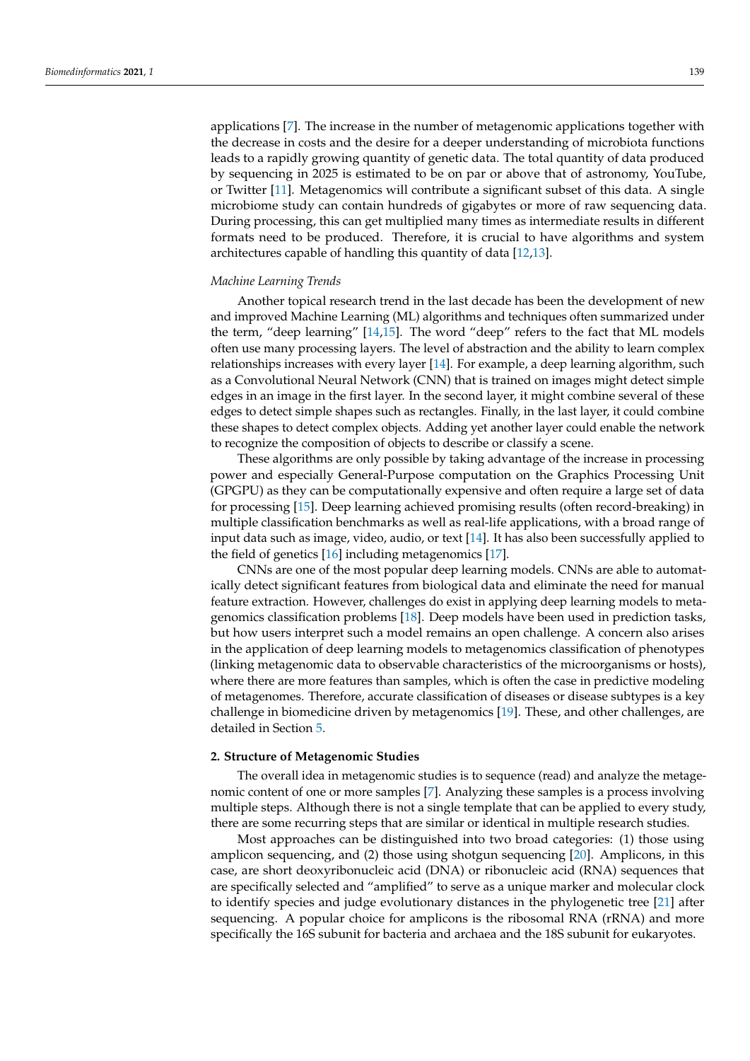applications [7]. The increase in the number of metagenomic applications together with the decrease in costs and the desire for a deeper understanding of microbiota functions leads to a rapidly growing quantity of genetic data. The total quantity of data produced by sequencing in 2025 is estimated to be on par or above that of astronomy, YouTube, or Twitter [11]. Metagenomics will contribute a significant subset of this data. A single microbiome study can contain hundreds of gigabytes or more of raw sequencing data. During processing, this can get multiplied many times as intermediate results in different formats need to be produced. Therefore, it is crucial to have algorithms and system architectures capable of handling this quantity of data [12,13].

*Machine Learning Trends*

Another topical research trend in the last decade has been the development of new and improved Machine Learning (ML) algorithms and techniques often summarized under the term, "deep learning" [14,15]. The word "deep" refers to the fact that ML models often use many processing layers. The level of abstraction and the ability to learn complex relationships increases with every layer [14]. For example, a deep learning algorithm, such as a Convolutional Neural Network (CNN) that is trained on images might detect simple edges in an image in the first layer. In the second layer, it might combine several of these edges to detect simple shapes such as rectangles. Finally, in the last layer, it could combine these shapes to detect complex objects. Adding yet another layer could enable the network to recognize the composition of objects to describe or classify a scene.

These algorithms are only possible by taking advantage of the increase in processing power and especially General-Purpose computation on the Graphics Processing Unit (GPGPU) as they can be computationally expensive and often require a large set of data for processing [15]. Deep learning achieved promising results (often record-breaking) in multiple classification benchmarks as well as real-life applications, with a broad range of input data such as image, video, audio, or text [14]. It has also been successfully applied to the field of genetics [16] including metagenomics [17].

CNNs are one of the most popular deep learning models. CNNs are able to automatically detect significant features from biological data and eliminate the need for manual feature extraction. However, challenges do exist in applying deep learning models to metagenomics classification problems [18]. Deep models have been used in prediction tasks, but how users interpret such a model remains an open challenge. A concern also arises in the application of deep learning models to metagenomics classification of phenotypes (linking metagenomic data to observable characteristics of the microorganisms or hosts), where there are more features than samples, which is often the case in predictive modeling of metagenomes. Therefore, accurate classification of diseases or disease subtypes is a key challenge in biomedicine driven by metagenomics [19]. These, and other challenges, are detailed in Section 5.

## 2. Structure of Metagenomic Studies

The overall idea in metagenomic studies is to sequence (read) and analyze the metagenomic content of one or more samples [7]. Analyzing these samples is a process involving multiple steps. Although there is not a single template that can be applied to every study, there are some recurring steps that are similar or identical in multiple research studies.

Most approaches can be distinguished into two broad categories: (1) those using amplicon sequencing, and (2) those using shotgun sequencing [20]. Amplicons, in this case, are short deoxyribonucleic acid (DNA) or ribonucleic acid (RNA) sequences that are specifically selected and "amplified" to serve as a unique marker and molecular clock to identify species and judge evolutionary distances in the phylogenetic tree [21] after sequencing. A popular choice for amplicons is the ribosomal RNA (rRNA) and more specifically the 16S subunit for bacteria and archaea and the 18S subunit for eukaryotes.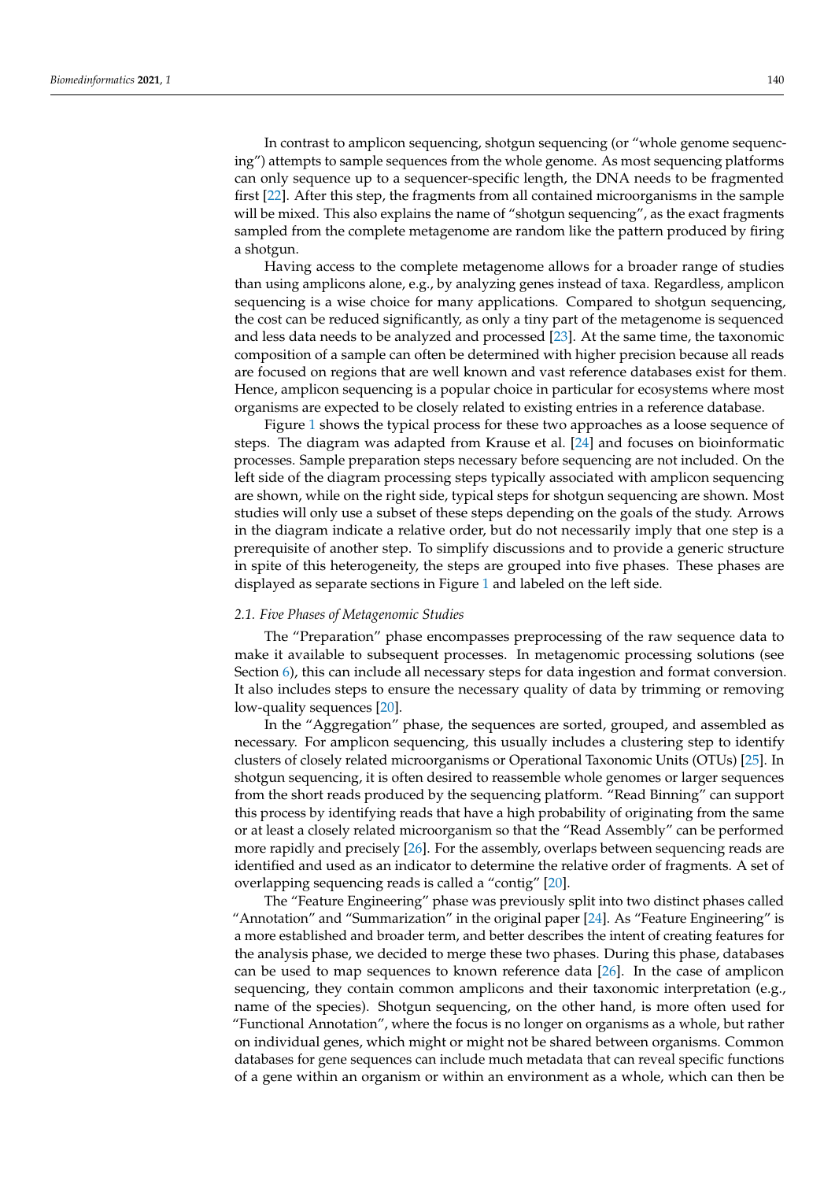In contrast to amplicon sequencing, shotgun sequencing (or "whole genome sequencing") attempts to sample sequences from the whole genome. As most sequencing platforms can only sequence up to a sequencer-specific length, the DNA needs to be fragmented first [22]. After this step, the fragments from all contained microorganisms in the sample will be mixed. This also explains the name of "shotgun sequencing", as the exact fragments sampled from the complete metagenome are random like the pattern produced by firing a shotgun.

Having access to the complete metagenome allows for a broader range of studies than using amplicons alone, e.g., by analyzing genes instead of taxa. Regardless, amplicon sequencing is a wise choice for many applications. Compared to shotgun sequencing, the cost can be reduced significantly, as only a tiny part of the metagenome is sequenced and less data needs to be analyzed and processed [23]. At the same time, the taxonomic composition of a sample can often be determined with higher precision because all reads are focused on regions that are well known and vast reference databases exist for them. Hence, amplicon sequencing is a popular choice in particular for ecosystems where most organisms are expected to be closely related to existing entries in a reference database.

Figure 1 shows the typical process for these two approaches as a loose sequence of steps. The diagram was adapted from Krause et al. [24] and focuses on bioinformatic processes. Sample preparation steps necessary before sequencing are not included. On the left side of the diagram processing steps typically associated with amplicon sequencing are shown, while on the right side, typical steps for shotgun sequencing are shown. Most studies will only use a subset of these steps depending on the goals of the study. Arrows in the diagram indicate a relative order, but do not necessarily imply that one step is a prerequisite of another step. To simplify discussions and to provide a generic structure in spite of this heterogeneity, the steps are grouped into five phases. These phases are displayed as separate sections in Figure 1 and labeled on the left side.

### *2.1. Five Phases of Metagenomic Studies*

The "Preparation" phase encompasses preprocessing of the raw sequence data to make it available to subsequent processes. In metagenomic processing solutions (see Section 6), this can include all necessary steps for data ingestion and format conversion. It also includes steps to ensure the necessary quality of data by trimming or removing low-quality sequences [20].

In the "Aggregation" phase, the sequences are sorted, grouped, and assembled as necessary. For amplicon sequencing, this usually includes a clustering step to identify clusters of closely related microorganisms or Operational Taxonomic Units (OTUs) [25]. In shotgun sequencing, it is often desired to reassemble whole genomes or larger sequences from the short reads produced by the sequencing platform. "Read Binning" can support this process by identifying reads that have a high probability of originating from the same or at least a closely related microorganism so that the "Read Assembly" can be performed more rapidly and precisely [26]. For the assembly, overlaps between sequencing reads are identified and used as an indicator to determine the relative order of fragments. A set of overlapping sequencing reads is called a "contig" [20].

The "Feature Engineering" phase was previously split into two distinct phases called "Annotation" and "Summarization" in the original paper [24]. As "Feature Engineering" is a more established and broader term, and better describes the intent of creating features for the analysis phase, we decided to merge these two phases. During this phase, databases can be used to map sequences to known reference data [26]. In the case of amplicon sequencing, they contain common amplicons and their taxonomic interpretation (e.g., name of the species). Shotgun sequencing, on the other hand, is more often used for "Functional Annotation", where the focus is no longer on organisms as a whole, but rather on individual genes, which might or might not be shared between organisms. Common databases for gene sequences can include much metadata that can reveal specific functions of a gene within an organism or within an environment as a whole, which can then be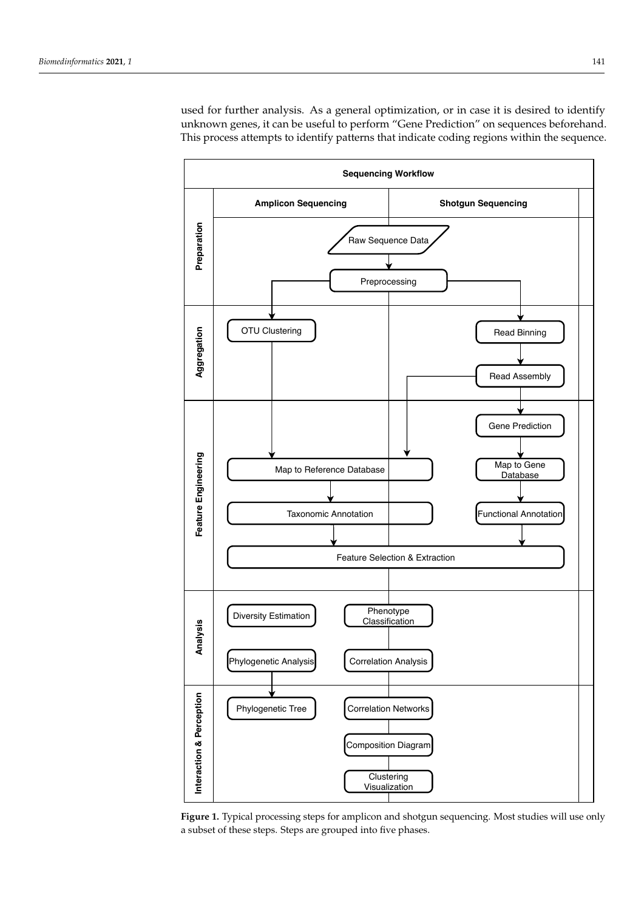used for further analysis. As a general optimization, or in case it is desired to identify unknown genes, it can be useful to perform "Gene Prediction" on sequences beforehand. This process attempts to identify patterns that indicate coding regions within the sequence.

**Figure 1.** Typical processing steps for amplicon and shotgun sequencing. Most studies will use only a subset of these steps. Steps are grouped into five phases.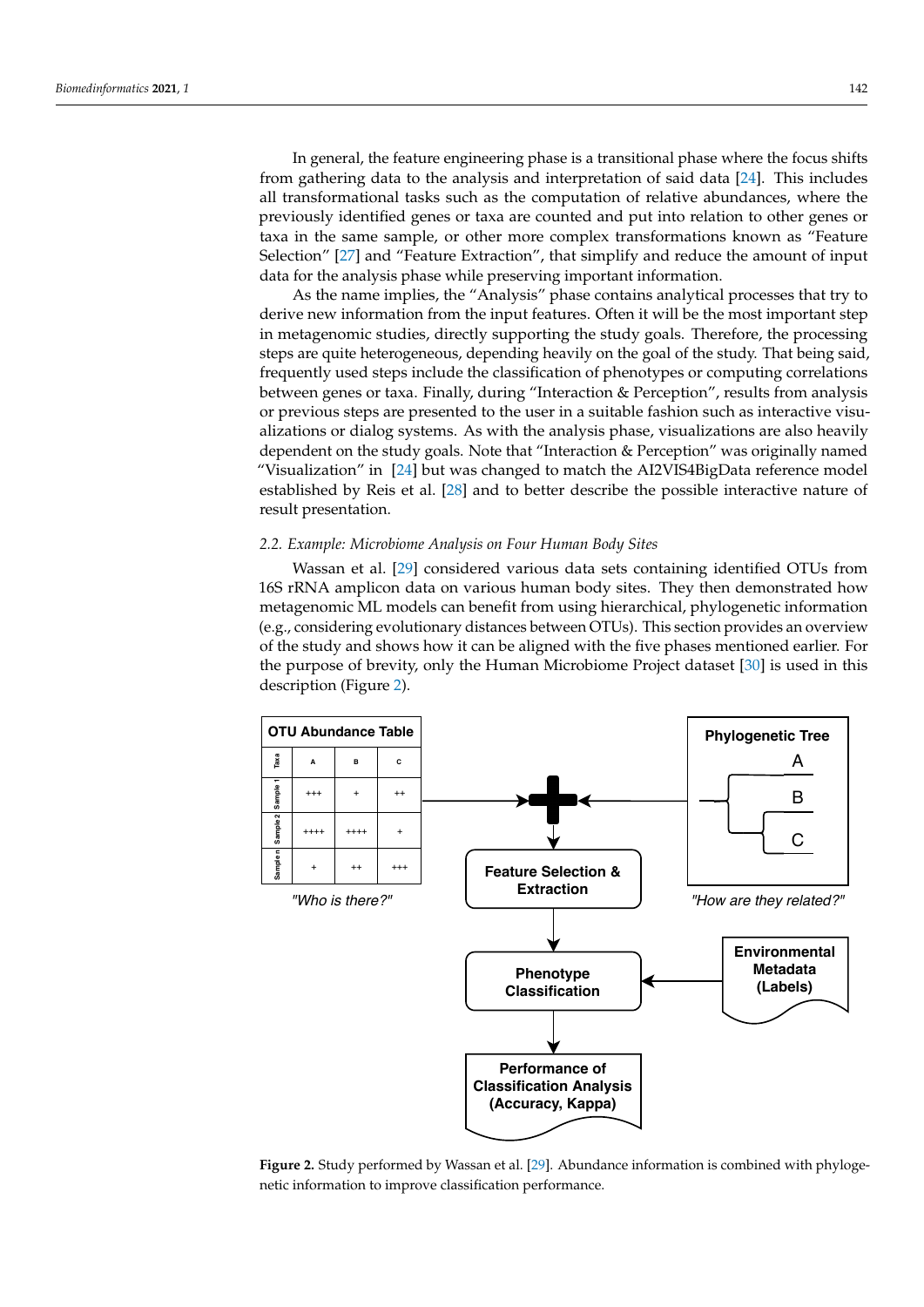In general, the feature engineering phase is a transitional phase where the focus shifts from gathering data to the analysis and interpretation of said data [24]. This includes all transformational tasks such as the computation of relative abundances, where the previously identified genes or taxa are counted and put into relation to other genes or taxa in the same sample, or other more complex transformations known as "Feature Selection" [27] and "Feature Extraction", that simplify and reduce the amount of input data for the analysis phase while preserving important information.

As the name implies, the "Analysis" phase contains analytical processes that try to derive new information from the input features. Often it will be the most important step in metagenomic studies, directly supporting the study goals. Therefore, the processing steps are quite heterogeneous, depending heavily on the goal of the study. That being said, frequently used steps include the classification of phenotypes or computing correlations between genes or taxa. Finally, during "Interaction & Perception", results from analysis or previous steps are presented to the user in a suitable fashion such as interactive visualizations or dialog systems. As with the analysis phase, visualizations are also heavily dependent on the study goals. Note that "Interaction & Perception" was originally named "Visualization" in [24] but was changed to match the AI2VIS4BigData reference model established by Reis et al. [28] and to better describe the possible interactive nature of result presentation.

### 2.2. Example: Microbiome Analysis on Four Human Body Sites

Wassan et al. [29] considered various data sets containing identified OTUs from 16S rRNA amplicon data on various human body sites. They then demonstrated how metagenomic ML models can benefit from using hierarchical, phylogenetic information (e.g., considering evolutionary distances between OTUs). This section provides an overview of the study and shows how it can be aligned with the five phases mentioned earlier. For the purpose of brevity, only the Human Microbiome Project dataset [30] is used in this description (Figure 2).

**Figure 2.** Study performed by Wassan et al. [29]. Abundance information is combined with phylogenetic information to improve classification performance.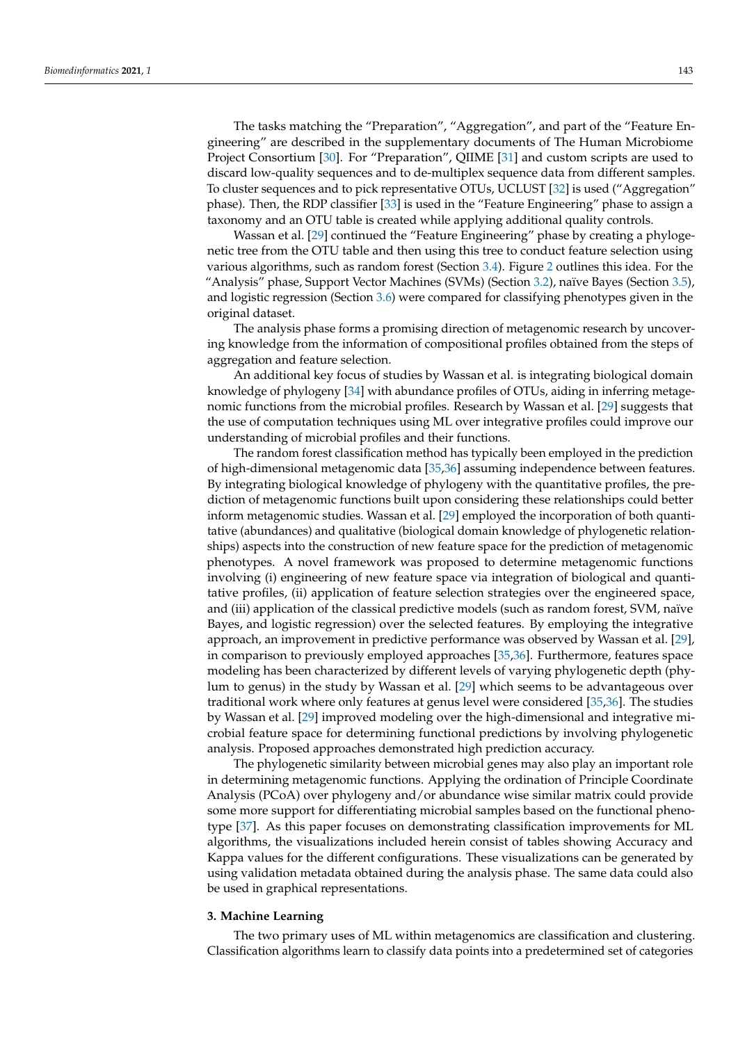The tasks matching the "Preparation", "Aggregation", and part of the "Feature Engineering" are described in the supplementary documents of The Human Microbiome Project Consortium [30]. For "Preparation", QIIME [31] and custom scripts are used to discard low-quality sequences and to de-multiplex sequence data from different samples. To cluster sequences and to pick representative OTUs, UCLUST [32] is used ("Aggregation" phase). Then, the RDP classifier [33] is used in the "Feature Engineering" phase to assign a taxonomy and an OTU table is created while applying additional quality controls.

Wassan et al. [29] continued the "Feature Engineering" phase by creating a phylogenetic tree from the OTU table and then using this tree to conduct feature selection using various algorithms, such as random forest (Section 3.4). Figure 2 outlines this idea. For the "Analysis" phase, Support Vector Machines (SVMs) (Section 3.2), naïve Bayes (Section 3.5), and logistic regression (Section 3.6) were compared for classifying phenotypes given in the original dataset.

The analysis phase forms a promising direction of metagenomic research by uncovering knowledge from the information of compositional profiles obtained from the steps of aggregation and feature selection.

An additional key focus of studies by Wassan et al. is integrating biological domain knowledge of phylogeny [34] with abundance profiles of OTUs, aiding in inferring metagenomic functions from the microbial profiles. Research by Wassan et al. [29] suggests that the use of computation techniques using ML over integrative profiles could improve our understanding of microbial profiles and their functions.

The random forest classification method has typically been employed in the prediction of high-dimensional metagenomic data [35,36] assuming independence between features. By integrating biological knowledge of phylogeny with the quantitative profiles, the prediction of metagenomic functions built upon considering these relationships could better inform metagenomic studies. Wassan et al. [29] employed the incorporation of both quantitative (abundances) and qualitative (biological domain knowledge of phylogenetic relationships) aspects into the construction of new feature space for the prediction of metagenomic phenotypes. A novel framework was proposed to determine metagenomic functions involving (i) engineering of new feature space via integration of biological and quantitative profiles, (ii) application of feature selection strategies over the engineered space, and (iii) application of the classical predictive models (such as random forest, SVM, naïve Bayes, and logistic regression) over the selected features. By employing the integrative approach, an improvement in predictive performance was observed by Wassan et al. [29], in comparison to previously employed approaches [35,36]. Furthermore, features space modeling has been characterized by different levels of varying phylogenetic depth (phylum to genus) in the study by Wassan et al. [29] which seems to be advantageous over traditional work where only features at genus level were considered [35,36]. The studies by Wassan et al. [29] improved modeling over the high-dimensional and integrative microbial feature space for determining functional predictions by involving phylogenetic analysis. Proposed approaches demonstrated high prediction accuracy.

The phylogenetic similarity between microbial genes may also play an important role in determining metagenomic functions. Applying the ordination of Principle Coordinate Analysis (PCoA) over phylogeny and/or abundance wise similar matrix could provide some more support for differentiating microbial samples based on the functional phenotype [37]. As this paper focuses on demonstrating classification improvements for ML algorithms, the visualizations included herein consist of tables showing Accuracy and Kappa values for the different configurations. These visualizations can be generated by using validation metadata obtained during the analysis phase. The same data could also be used in graphical representations.

## 3. Machine Learning

The two primary uses of ML within metagenomics are classification and clustering. Classification algorithms learn to classify data points into a predetermined set of categories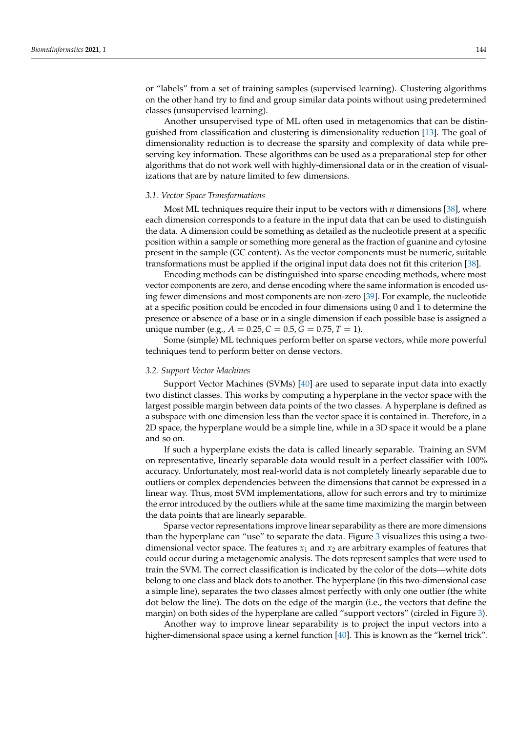or “labels” from a set of training samples (supervised learning). Clustering algorithms on the other hand try to find and group similar data points without using predetermined classes (unsupervised learning).

Another unsupervised type of ML often used in metagenomics that can be distinguished from classification and clustering is dimensionality reduction [13]. The goal of dimensionality reduction is to decrease the sparsity and complexity of data while preserving key information. These algorithms can be used as a preparational step for other algorithms that do not work well with highly-dimensional data or in the creation of visualizations that are by nature limited to few dimensions.

### 3.1. Vector Space Transformations

Most ML techniques require their input to be vectors with $n$ dimensions [38], where each dimension corresponds to a feature in the input data that can be used to distinguish the data. A dimension could be something as detailed as the nucleotide present at a specific position within a sample or something more general as the fraction of guanine and cytosine present in the sample (GC content). As the vector components must be numeric, suitable transformations must be applied if the original input data does not fit this criterion [38].

Encoding methods can be distinguished into sparse encoding methods, where most vector components are zero, and dense encoding where the same information is encoded using fewer dimensions and most components are non-zero [39]. For example, the nucleotide at a specific position could be encoded in four dimensions using 0 and 1 to determine the presence or absence of a base or in a single dimension if each possible base is assigned a unique number (e.g., $A = 0.25, C = 0.5, G = 0.75, T = 1$).

Some (simple) ML techniques perform better on sparse vectors, while more powerful techniques tend to perform better on dense vectors.

### 3.2. Support Vector Machines

Support Vector Machines (SVMs) [40] are used to separate input data into exactly two distinct classes. This works by computing a hyperplane in the vector space with the largest possible margin between data points of the two classes. A hyperplane is defined as a subspace with one dimension less than the vector space it is contained in. Therefore, in a 2D space, the hyperplane would be a simple line, while in a 3D space it would be a plane and so on.

If such a hyperplane exists the data is called linearly separable. Training an SVM on representative, linearly separable data would result in a perfect classifier with 100% accuracy. Unfortunately, most real-world data is not completely linearly separable due to outliers or complex dependencies between the dimensions that cannot be expressed in a linear way. Thus, most SVM implementations, allow for such errors and try to minimize the error introduced by the outliers while at the same time maximizing the margin between the data points that are linearly separable.

Sparse vector representations improve linear separability as there are more dimensions than the hyperplane can “use” to separate the data. Figure 3 visualizes this using a two-dimensional vector space. The features $x_1$ and $x_2$ are arbitrary examples of features that could occur during a metagenomic analysis. The dots represent samples that were used to train the SVM. The correct classification is indicated by the color of the dots—white dots belong to one class and black dots to another. The hyperplane (in this two-dimensional case a simple line), separates the two classes almost perfectly with only one outlier (the white dot below the line). The dots on the edge of the margin (i.e., the vectors that define the margin) on both sides of the hyperplane are called “support vectors” (circled in Figure 3).

Another way to improve linear separability is to project the input vectors into a higher-dimensional space using a kernel function [40]. This is known as the “kernel trick”.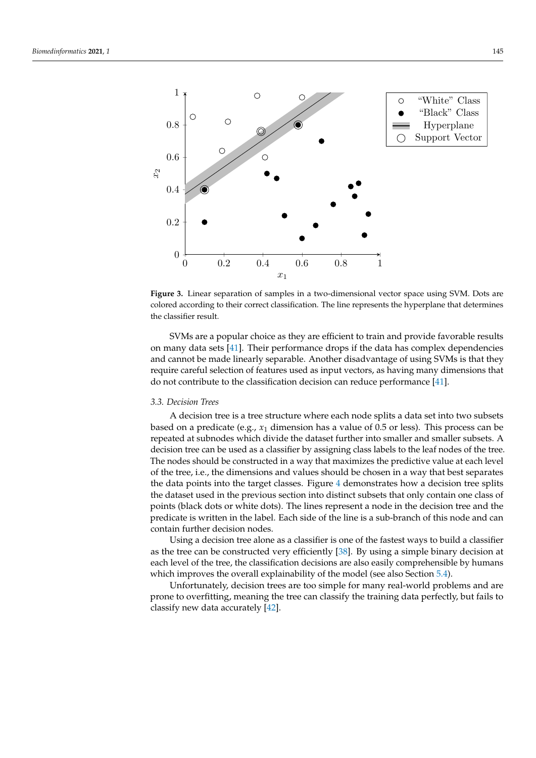**Figure 3.** Linear separation of samples in a two-dimensional vector space using SVM. Dots are colored according to their correct classification. The line represents the hyperplane that determines the classifier result.

SVMs are a popular choice as they are efficient to train and provide favorable results on many data sets [41]. Their performance drops if the data has complex dependencies and cannot be made linearly separable. Another disadvantage of using SVMs is that they require careful selection of features used as input vectors, as having many dimensions that do not contribute to the classification decision can reduce performance [41].

### 3.3. Decision Trees

A decision tree is a tree structure where each node splits a data set into two subsets based on a predicate (e.g., $x_1$ dimension has a value of 0.5 or less). This process can be repeated at subnodes which divide the dataset further into smaller and smaller subsets. A decision tree can be used as a classifier by assigning class labels to the leaf nodes of the tree. The nodes should be constructed in a way that maximizes the predictive value at each level of the tree, i.e., the dimensions and values should be chosen in a way that best separates the data points into the target classes. Figure 4 demonstrates how a decision tree splits the dataset used in the previous section into distinct subsets that only contain one class of points (black dots or white dots). The lines represent a node in the decision tree and the predicate is written in the label. Each side of the line is a sub-branch of this node and can contain further decision nodes.

Using a decision tree alone as a classifier is one of the fastest ways to build a classifier as the tree can be constructed very efficiently [38]. By using a simple binary decision at each level of the tree, the classification decisions are also easily comprehensible by humans which improves the overall explainability of the model (see also Section 5.4).

Unfortunately, decision trees are too simple for many real-world problems and are prone to overfitting, meaning the tree can classify the training data perfectly, but fails to classify new data accurately [42].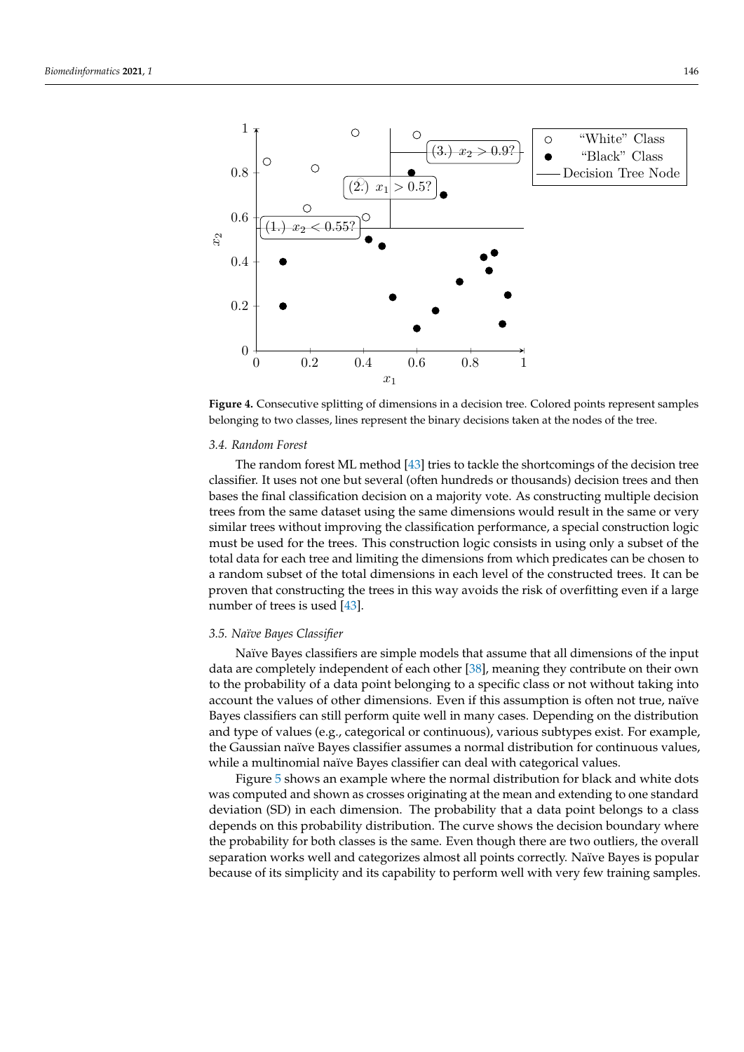Figure 4. Consecutive splitting of dimensions in a decision tree. Colored points represent samples belonging to two classes, lines represent the binary decisions taken at the nodes of the tree.

### 3.4. Random Forest

The random forest ML method [43] tries to tackle the shortcomings of the decision tree classifier. It uses not one but several (often hundreds or thousands) decision trees and then bases the final classification decision on a majority vote. As constructing multiple decision trees from the same dataset using the same dimensions would result in the same or very similar trees without improving the classification performance, a special construction logic must be used for the trees. This construction logic consists in using only a subset of the total data for each tree and limiting the dimensions from which predicates can be chosen to a random subset of the total dimensions in each level of the constructed trees. It can be proven that constructing the trees in this way avoids the risk of overfitting even if a large number of trees is used [43].

### 3.5. Naïve Bayes Classifier

Naïve Bayes classifiers are simple models that assume that all dimensions of the input data are completely independent of each other [38], meaning they contribute on their own to the probability of a data point belonging to a specific class or not without taking into account the values of other dimensions. Even if this assumption is often not true, naïve Bayes classifiers can still perform quite well in many cases. Depending on the distribution and type of values (e.g., categorical or continuous), various subtypes exist. For example, the Gaussian naïve Bayes classifier assumes a normal distribution for continuous values, while a multinomial naïve Bayes classifier can deal with categorical values.

Figure 5 shows an example where the normal distribution for black and white dots was computed and shown as crosses originating at the mean and extending to one standard deviation (SD) in each dimension. The probability that a data point belongs to a class depends on this probability distribution. The curve shows the decision boundary where the probability for both classes is the same. Even though there are two outliers, the overall separation works well and categorizes almost all points correctly. Naïve Bayes is popular because of its simplicity and its capability to perform well with very few training samples.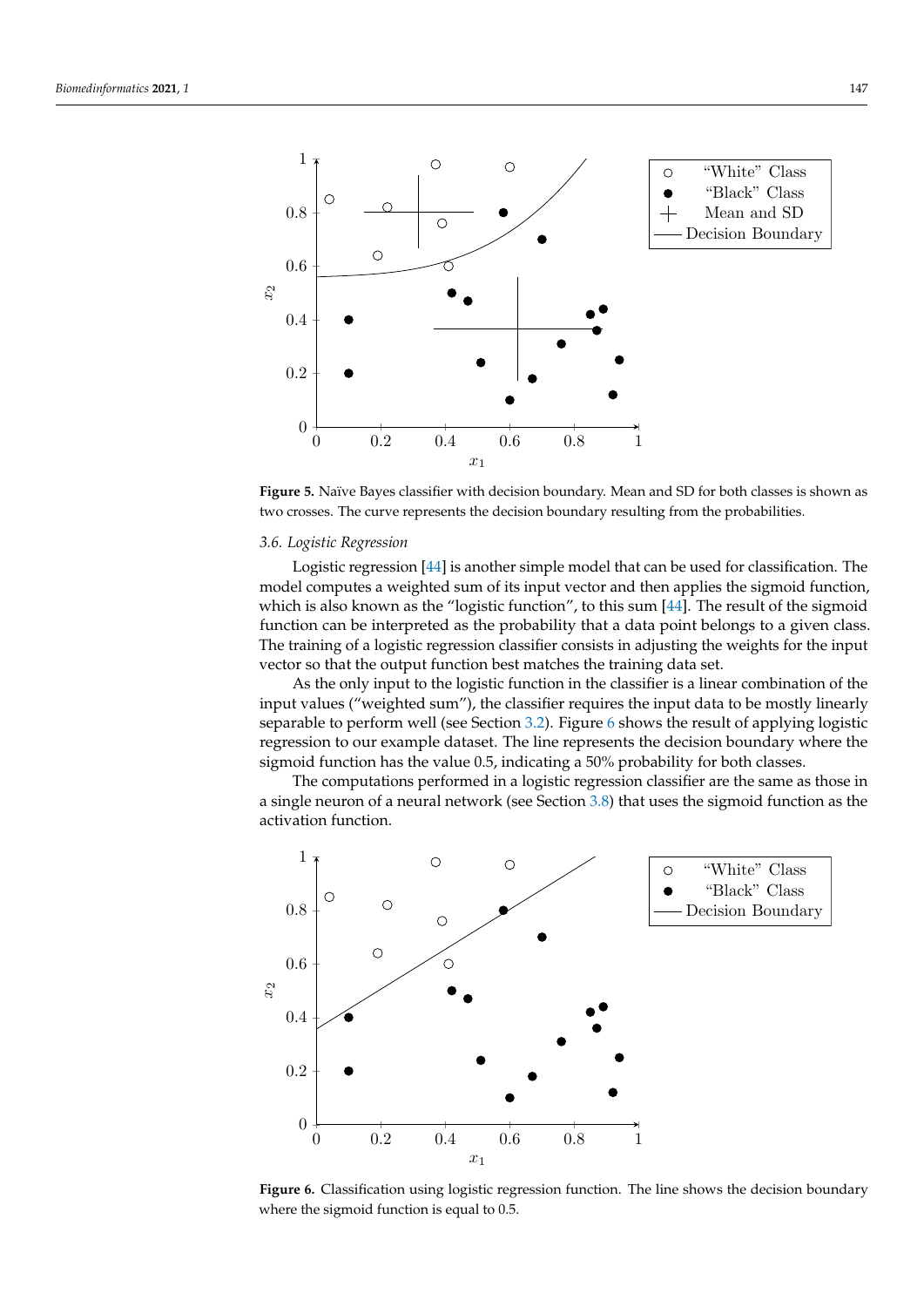Figure 5. Naïve Bayes classifier with decision boundary. Mean and SD for both classes is shown as two crosses. The curve represents the decision boundary resulting from the probabilities.

### 3.6. Logistic Regression

Logistic regression [44] is another simple model that can be used for classification. The model computes a weighted sum of its input vector and then applies the sigmoid function, which is also known as the "logistic function", to this sum [44]. The result of the sigmoid function can be interpreted as the probability that a data point belongs to a given class. The training of a logistic regression classifier consists in adjusting the weights for the input vector so that the output function best matches the training data set.

As the only input to the logistic function in the classifier is a linear combination of the input values ("weighted sum"), the classifier requires the input data to be mostly linearly separable to perform well (see Section 3.2). Figure 6 shows the result of applying logistic regression to our example dataset. The line represents the decision boundary where the sigmoid function has the value 0.5, indicating a 50% probability for both classes.

The computations performed in a logistic regression classifier are the same as those in a single neuron of a neural network (see Section 3.8) that uses the sigmoid function as the activation function.

Figure 6. Classification using logistic regression function. The line shows the decision boundary where the sigmoid function is equal to 0.5.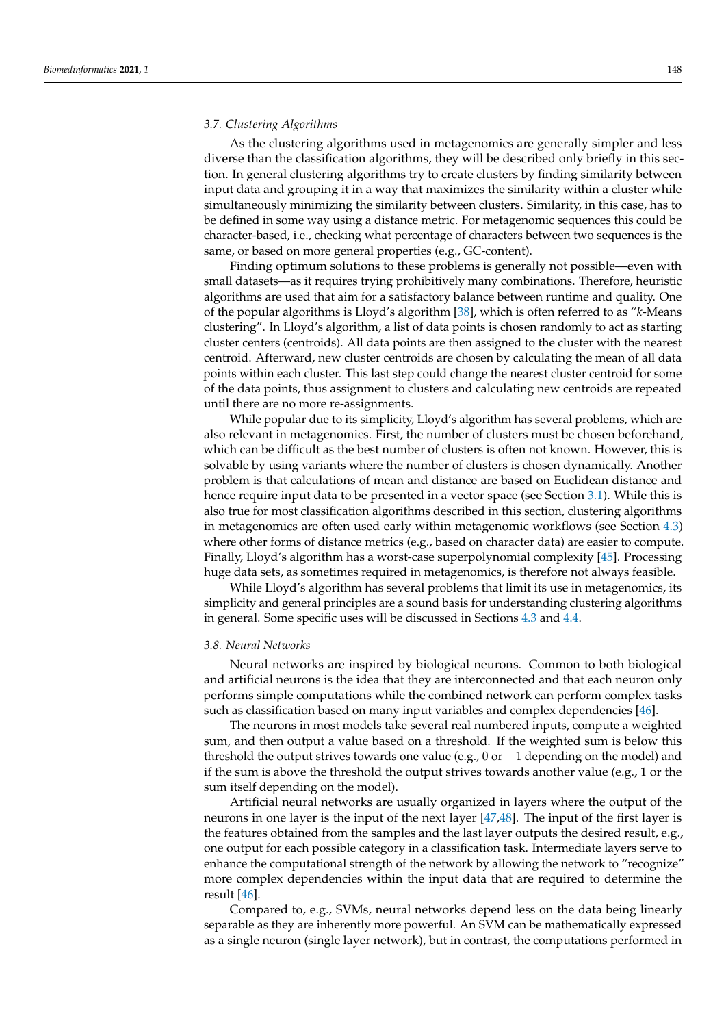### 3.7. Clustering Algorithms

As the clustering algorithms used in metagenomics are generally simpler and less diverse than the classification algorithms, they will be described only briefly in this section. In general clustering algorithms try to create clusters by finding similarity between input data and grouping it in a way that maximizes the similarity within a cluster while simultaneously minimizing the similarity between clusters. Similarity, in this case, has to be defined in some way using a distance metric. For metagenomic sequences this could be character-based, i.e., checking what percentage of characters between two sequences is the same, or based on more general properties (e.g., GC-content).

Finding optimum solutions to these problems is generally not possible—even with small datasets—as it requires trying prohibitively many combinations. Therefore, heuristic algorithms are used that aim for a satisfactory balance between runtime and quality. One of the popular algorithms is Lloyd's algorithm [38], which is often referred to as "*k*-Means clustering". In Lloyd's algorithm, a list of data points is chosen randomly to act as starting cluster centers (centroids). All data points are then assigned to the cluster with the nearest centroid. Afterward, new cluster centroids are chosen by calculating the mean of all data points within each cluster. This last step could change the nearest cluster centroid for some of the data points, thus assignment to clusters and calculating new centroids are repeated until there are no more re-assignments.

While popular due to its simplicity, Lloyd's algorithm has several problems, which are also relevant in metagenomics. First, the number of clusters must be chosen beforehand, which can be difficult as the best number of clusters is often not known. However, this is solvable by using variants where the number of clusters is chosen dynamically. Another problem is that calculations of mean and distance are based on Euclidean distance and hence require input data to be presented in a vector space (see Section 3.1). While this is also true for most classification algorithms described in this section, clustering algorithms in metagenomics are often used early within metagenomic workflows (see Section 4.3) where other forms of distance metrics (e.g., based on character data) are easier to compute. Finally, Lloyd's algorithm has a worst-case superpolynomial complexity [45]. Processing huge data sets, as sometimes required in metagenomics, is therefore not always feasible.

While Lloyd's algorithm has several problems that limit its use in metagenomics, its simplicity and general principles are a sound basis for understanding clustering algorithms in general. Some specific uses will be discussed in Sections 4.3 and 4.4.

### 3.8. Neural Networks

Neural networks are inspired by biological neurons. Common to both biological and artificial neurons is the idea that they are interconnected and that each neuron only performs simple computations while the combined network can perform complex tasks such as classification based on many input variables and complex dependencies [46].

The neurons in most models take several real numbered inputs, compute a weighted sum, and then output a value based on a threshold. If the weighted sum is below this threshold the output strives towards one value (e.g., 0 or $-1$ depending on the model) and if the sum is above the threshold the output strives towards another value (e.g., 1 or the sum itself depending on the model).

Artificial neural networks are usually organized in layers where the output of the neurons in one layer is the input of the next layer [47,48]. The input of the first layer is the features obtained from the samples and the last layer outputs the desired result, e.g., one output for each possible category in a classification task. Intermediate layers serve to enhance the computational strength of the network by allowing the network to "recognize" more complex dependencies within the input data that are required to determine the result [46].

Compared to, e.g., SVMs, neural networks depend less on the data being linearly separable as they are inherently more powerful. An SVM can be mathematically expressed as a single neuron (single layer network), but in contrast, the computations performed in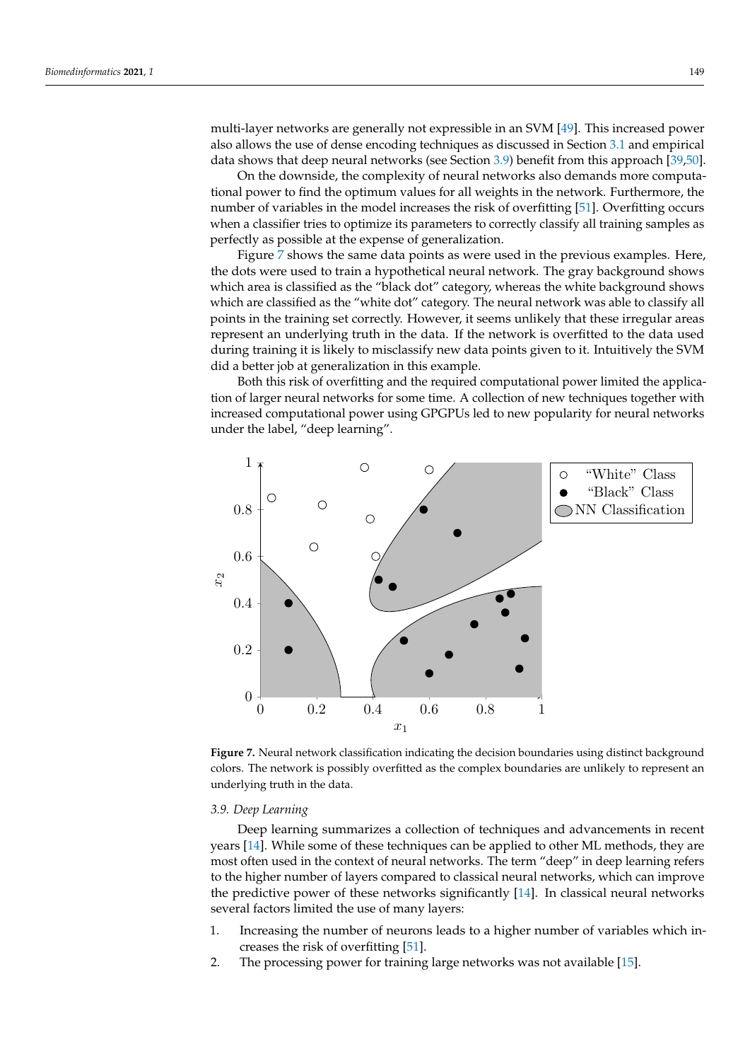multi-layer networks are generally not expressible in an SVM [49]. This increased power also allows the use of dense encoding techniques as discussed in Section 3.1 and empirical data shows that deep neural networks (see Section 3.9) benefit from this approach [39,50].

On the downside, the complexity of neural networks also demands more computational power to find the optimum values for all weights in the network. Furthermore, the number of variables in the model increases the risk of overfitting [51]. Overfitting occurs when a classifier tries to optimize its parameters to correctly classify all training samples as perfectly as possible at the expense of generalization.

Figure 7 shows the same data points as were used in the previous examples. Here, the dots were used to train a hypothetical neural network. The gray background shows which area is classified as the "black dot" category, whereas the white background shows which are classified as the "white dot" category. The neural network was able to classify all points in the training set correctly. However, it seems unlikely that these irregular areas represent an underlying truth in the data. If the network is overfitted to the data used during training it is likely to misclassify new data points given to it. Intuitively the SVM did a better job at generalization in this example.

Both this risk of overfitting and the required computational power limited the application of larger neural networks for some time. A collection of new techniques together with increased computational power using GPGPUs led to new popularity for neural networks under the label, "deep learning".

**Figure 7.** Neural network classification indicating the decision boundaries using distinct background colors. The network is possibly overfitted as the complex boundaries are unlikely to represent an underlying truth in the data.

### 3.9. Deep Learning

Deep learning summarizes a collection of techniques and advancements in recent years [14]. While some of these techniques can be applied to other ML methods, they are most often used in the context of neural networks. The term "deep" in deep learning refers to the higher number of layers compared to classical neural networks, which can improve the predictive power of these networks significantly [14]. In classical neural networks several factors limited the use of many layers:

1. Increasing the number of neurons leads to a higher number of variables which increases the risk of overfitting [51].
2. The processing power for training large networks was not available [15].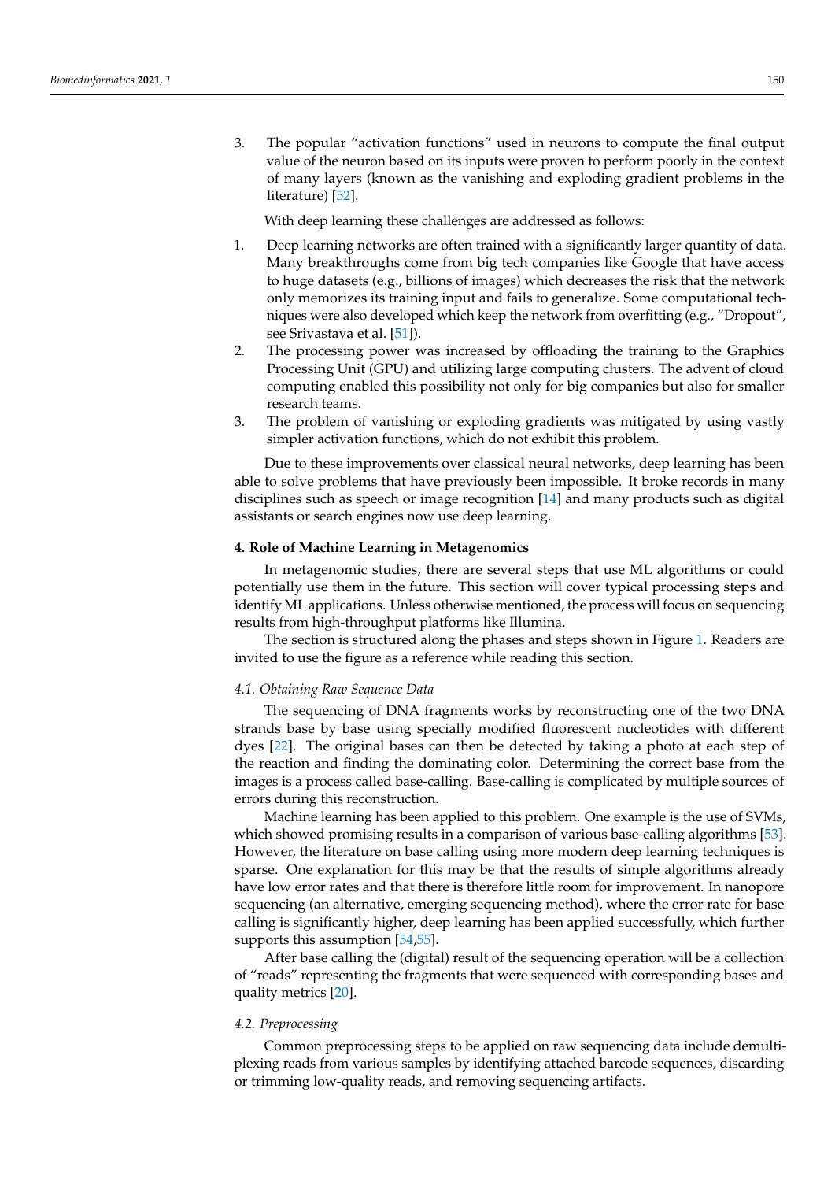3. The popular "activation functions" used in neurons to compute the final output value of the neuron based on its inputs were proven to perform poorly in the context of many layers (known as the vanishing and exploding gradient problems in the literature) [52].

With deep learning these challenges are addressed as follows:

1. Deep learning networks are often trained with a significantly larger quantity of data. Many breakthroughs come from big tech companies like Google that have access to huge datasets (e.g., billions of images) which decreases the risk that the network only memorizes its training input and fails to generalize. Some computational techniques were also developed which keep the network from overfitting (e.g., "Dropout", see Srivastava et al. [51]).
2. The processing power was increased by offloading the training to the Graphics Processing Unit (GPU) and utilizing large computing clusters. The advent of cloud computing enabled this possibility not only for big companies but also for smaller research teams.
3. The problem of vanishing or exploding gradients was mitigated by using vastly simpler activation functions, which do not exhibit this problem.

Due to these improvements over classical neural networks, deep learning has been able to solve problems that have previously been impossible. It broke records in many disciplines such as speech or image recognition [14] and many products such as digital assistants or search engines now use deep learning.

## 4. Role of Machine Learning in Metagenomics

In metagenomic studies, there are several steps that use ML algorithms or could potentially use them in the future. This section will cover typical processing steps and identify ML applications. Unless otherwise mentioned, the process will focus on sequencing results from high-throughput platforms like Illumina.

The section is structured along the phases and steps shown in Figure 1. Readers are invited to use the figure as a reference while reading this section.

### *4.1. Obtaining Raw Sequence Data*

The sequencing of DNA fragments works by reconstructing one of the two DNA strands base by base using specially modified fluorescent nucleotides with different dyes [22]. The original bases can then be detected by taking a photo at each step of the reaction and finding the dominating color. Determining the correct base from the images is a process called base-calling. Base-calling is complicated by multiple sources of errors during this reconstruction.

Machine learning has been applied to this problem. One example is the use of SVMs, which showed promising results in a comparison of various base-calling algorithms [53]. However, the literature on base calling using more modern deep learning techniques is sparse. One explanation for this may be that the results of simple algorithms already have low error rates and that there is therefore little room for improvement. In nanopore sequencing (an alternative, emerging sequencing method), where the error rate for base calling is significantly higher, deep learning has been applied successfully, which further supports this assumption [54,55].

After base calling the (digital) result of the sequencing operation will be a collection of "reads" representing the fragments that were sequenced with corresponding bases and quality metrics [20].

### *4.2. Preprocessing*

Common preprocessing steps to be applied on raw sequencing data include demultiplexing reads from various samples by identifying attached barcode sequences, discarding or trimming low-quality reads, and removing sequencing artifacts.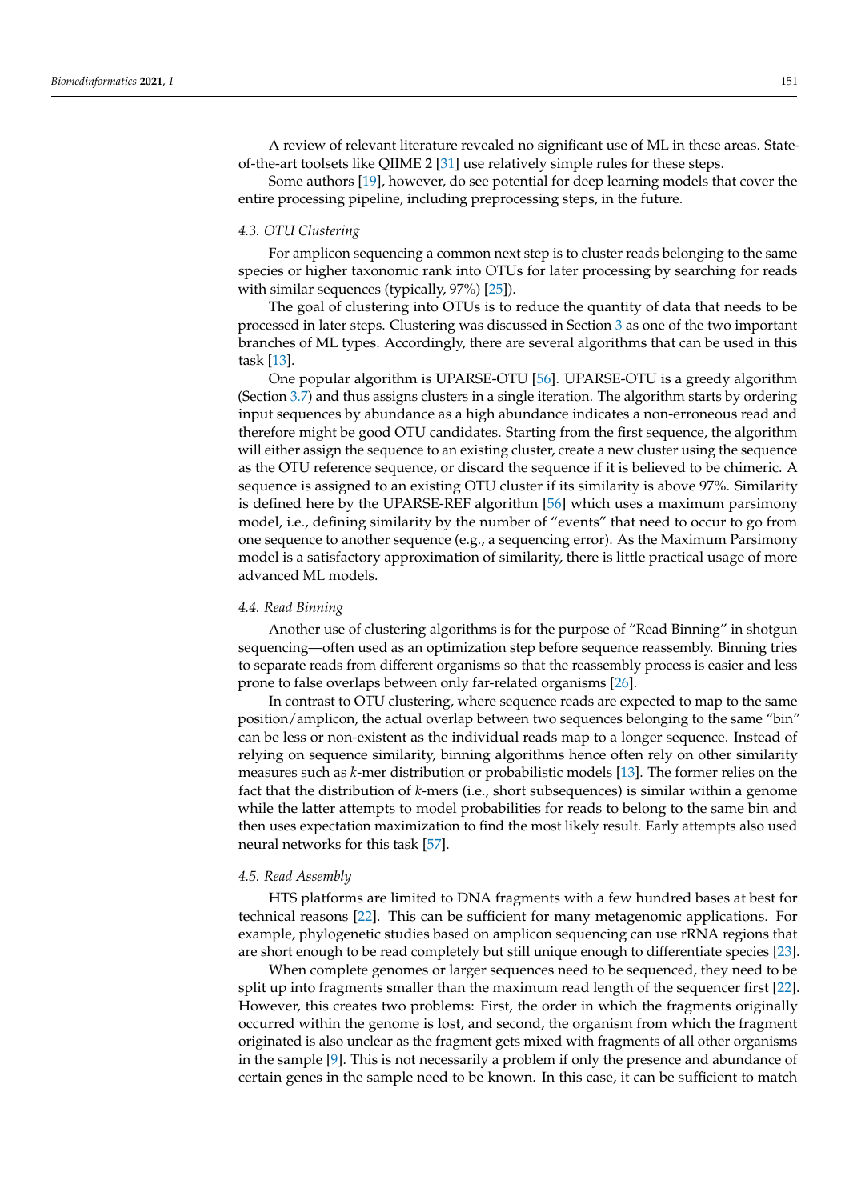A review of relevant literature revealed no significant use of ML in these areas. State-of-the-art toolsets like QIIME 2 [31] use relatively simple rules for these steps.

Some authors [19], however, do see potential for deep learning models that cover the entire processing pipeline, including preprocessing steps, in the future.

### 4.3. OTU Clustering

For amplicon sequencing a common next step is to cluster reads belonging to the same species or higher taxonomic rank into OTUs for later processing by searching for reads with similar sequences (typically, 97%) [25]).

The goal of clustering into OTUs is to reduce the quantity of data that needs to be processed in later steps. Clustering was discussed in Section 3 as one of the two important branches of ML types. Accordingly, there are several algorithms that can be used in this task [13].

One popular algorithm is UPARSE-OTU [56]. UPARSE-OTU is a greedy algorithm (Section 3.7) and thus assigns clusters in a single iteration. The algorithm starts by ordering input sequences by abundance as a high abundance indicates a non-erroneous read and therefore might be good OTU candidates. Starting from the first sequence, the algorithm will either assign the sequence to an existing cluster, create a new cluster using the sequence as the OTU reference sequence, or discard the sequence if it is believed to be chimeric. A sequence is assigned to an existing OTU cluster if its similarity is above 97%. Similarity is defined here by the UPARSE-REF algorithm [56] which uses a maximum parsimony model, i.e., defining similarity by the number of "events" that need to occur to go from one sequence to another sequence (e.g., a sequencing error). As the Maximum Parsimony model is a satisfactory approximation of similarity, there is little practical usage of more advanced ML models.

### 4.4. Read Binning

Another use of clustering algorithms is for the purpose of "Read Binning" in shotgun sequencing—often used as an optimization step before sequence reassembly. Binning tries to separate reads from different organisms so that the reassembly process is easier and less prone to false overlaps between only far-related organisms [26].

In contrast to OTU clustering, where sequence reads are expected to map to the same position/amplicon, the actual overlap between two sequences belonging to the same "bin" can be less or non-existent as the individual reads map to a longer sequence. Instead of relying on sequence similarity, binning algorithms hence often rely on other similarity measures such as *k*-mer distribution or probabilistic models [13]. The former relies on the fact that the distribution of *k*-mers (i.e., short subsequences) is similar within a genome while the latter attempts to model probabilities for reads to belong to the same bin and then uses expectation maximization to find the most likely result. Early attempts also used neural networks for this task [57].

### 4.5. Read Assembly

HTS platforms are limited to DNA fragments with a few hundred bases at best for technical reasons [22]. This can be sufficient for many metagenomic applications. For example, phylogenetic studies based on amplicon sequencing can use rRNA regions that are short enough to be read completely but still unique enough to differentiate species [23].

When complete genomes or larger sequences need to be sequenced, they need to be split up into fragments smaller than the maximum read length of the sequencer first [22]. However, this creates two problems: First, the order in which the fragments originally occurred within the genome is lost, and second, the organism from which the fragment originated is also unclear as the fragment gets mixed with fragments of all other organisms in the sample [9]. This is not necessarily a problem if only the presence and abundance of certain genes in the sample need to be known. In this case, it can be sufficient to match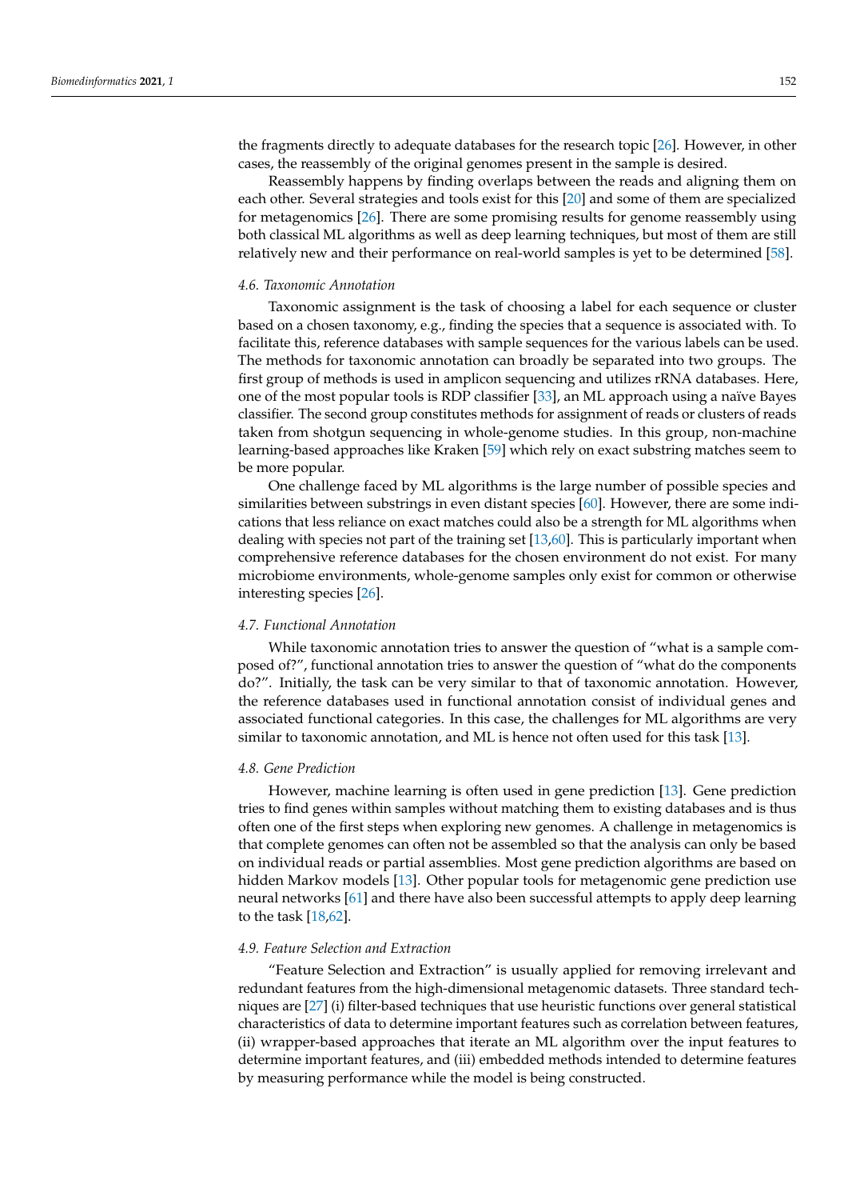the fragments directly to adequate databases for the research topic [26]. However, in other cases, the reassembly of the original genomes present in the sample is desired.

Reassembly happens by finding overlaps between the reads and aligning them on each other. Several strategies and tools exist for this [20] and some of them are specialized for metagenomics [26]. There are some promising results for genome reassembly using both classical ML algorithms as well as deep learning techniques, but most of them are still relatively new and their performance on real-world samples is yet to be determined [58].

### 4.6. Taxonomic Annotation

Taxonomic assignment is the task of choosing a label for each sequence or cluster based on a chosen taxonomy, e.g., finding the species that a sequence is associated with. To facilitate this, reference databases with sample sequences for the various labels can be used. The methods for taxonomic annotation can broadly be separated into two groups. The first group of methods is used in amplicon sequencing and utilizes rRNA databases. Here, one of the most popular tools is RDP classifier [33], an ML approach using a naïve Bayes classifier. The second group constitutes methods for assignment of reads or clusters of reads taken from shotgun sequencing in whole-genome studies. In this group, non-machine learning-based approaches like Kraken [59] which rely on exact substring matches seem to be more popular.

One challenge faced by ML algorithms is the large number of possible species and similarities between substrings in even distant species [60]. However, there are some indications that less reliance on exact matches could also be a strength for ML algorithms when dealing with species not part of the training set [13,60]. This is particularly important when comprehensive reference databases for the chosen environment do not exist. For many microbiome environments, whole-genome samples only exist for common or otherwise interesting species [26].

### 4.7. Functional Annotation

While taxonomic annotation tries to answer the question of "what is a sample composed of?", functional annotation tries to answer the question of "what do the components do?". Initially, the task can be very similar to that of taxonomic annotation. However, the reference databases used in functional annotation consist of individual genes and associated functional categories. In this case, the challenges for ML algorithms are very similar to taxonomic annotation, and ML is hence not often used for this task [13].

### 4.8. Gene Prediction

However, machine learning is often used in gene prediction [13]. Gene prediction tries to find genes within samples without matching them to existing databases and is thus often one of the first steps when exploring new genomes. A challenge in metagenomics is that complete genomes can often not be assembled so that the analysis can only be based on individual reads or partial assemblies. Most gene prediction algorithms are based on hidden Markov models [13]. Other popular tools for metagenomic gene prediction use neural networks [61] and there have also been successful attempts to apply deep learning to the task [18,62].

### 4.9. Feature Selection and Extraction

"Feature Selection and Extraction" is usually applied for removing irrelevant and redundant features from the high-dimensional metagenomic datasets. Three standard techniques are [27] (i) filter-based techniques that use heuristic functions over general statistical characteristics of data to determine important features such as correlation between features, (ii) wrapper-based approaches that iterate an ML algorithm over the input features to determine important features, and (iii) embedded methods intended to determine features by measuring performance while the model is being constructed.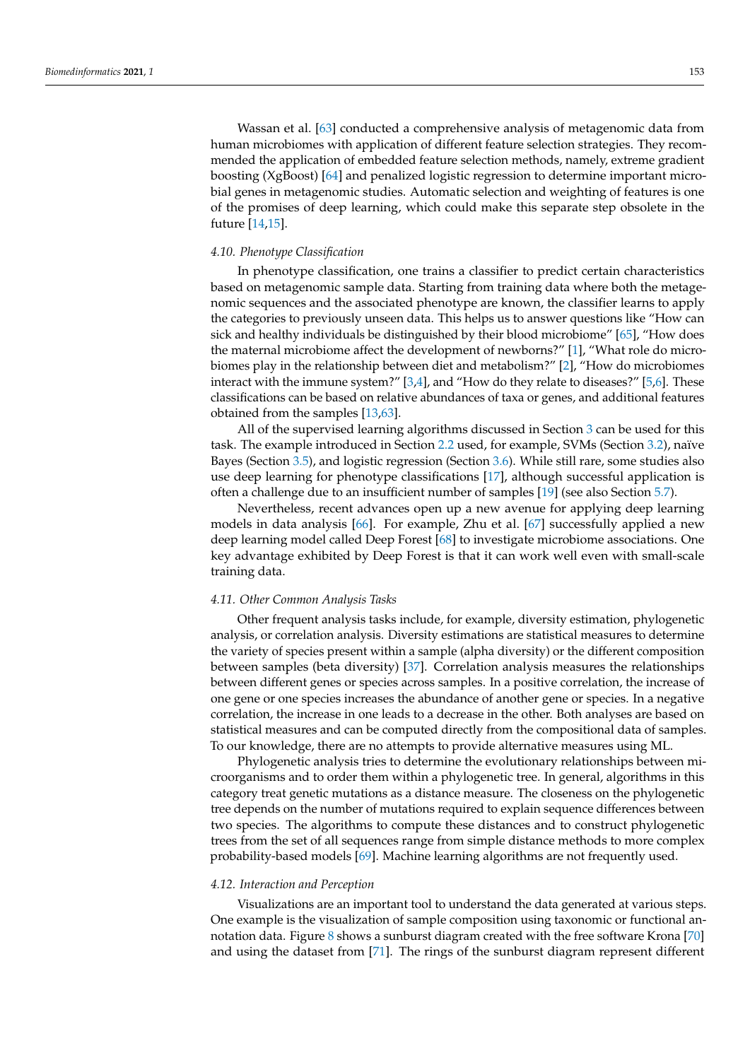Wassan et al. [63] conducted a comprehensive analysis of metagenomic data from human microbiomes with application of different feature selection strategies. They recommended the application of embedded feature selection methods, namely, extreme gradient boosting (XgBoost) [64] and penalized logistic regression to determine important microbial genes in metagenomic studies. Automatic selection and weighting of features is one of the promises of deep learning, which could make this separate step obsolete in the future [14,15].

### 4.10. Phenotype Classification

In phenotype classification, one trains a classifier to predict certain characteristics based on metagenomic sample data. Starting from training data where both the metagenomic sequences and the associated phenotype are known, the classifier learns to apply the categories to previously unseen data. This helps us to answer questions like "How can sick and healthy individuals be distinguished by their blood microbiome" [65], "How does the maternal microbiome affect the development of newborns?" [1], "What role do microbiomes play in the relationship between diet and metabolism?" [2], "How do microbiomes interact with the immune system?" [3,4], and "How do they relate to diseases?" [5,6]. These classifications can be based on relative abundances of taxa or genes, and additional features obtained from the samples [13,63].

All of the supervised learning algorithms discussed in Section 3 can be used for this task. The example introduced in Section 2.2 used, for example, SVMs (Section 3.2), naïve Bayes (Section 3.5), and logistic regression (Section 3.6). While still rare, some studies also use deep learning for phenotype classifications [17], although successful application is often a challenge due to an insufficient number of samples [19] (see also Section 5.7).

Nevertheless, recent advances open up a new avenue for applying deep learning models in data analysis [66]. For example, Zhu et al. [67] successfully applied a new deep learning model called Deep Forest [68] to investigate microbiome associations. One key advantage exhibited by Deep Forest is that it can work well even with small-scale training data.

### 4.11. Other Common Analysis Tasks

Other frequent analysis tasks include, for example, diversity estimation, phylogenetic analysis, or correlation analysis. Diversity estimations are statistical measures to determine the variety of species present within a sample (alpha diversity) or the different composition between samples (beta diversity) [37]. Correlation analysis measures the relationships between different genes or species across samples. In a positive correlation, the increase of one gene or one species increases the abundance of another gene or species. In a negative correlation, the increase in one leads to a decrease in the other. Both analyses are based on statistical measures and can be computed directly from the compositional data of samples. To our knowledge, there are no attempts to provide alternative measures using ML.

Phylogenetic analysis tries to determine the evolutionary relationships between microorganisms and to order them within a phylogenetic tree. In general, algorithms in this category treat genetic mutations as a distance measure. The closeness on the phylogenetic tree depends on the number of mutations required to explain sequence differences between two species. The algorithms to compute these distances and to construct phylogenetic trees from the set of all sequences range from simple distance methods to more complex probability-based models [69]. Machine learning algorithms are not frequently used.

### 4.12. Interaction and Perception

Visualizations are an important tool to understand the data generated at various steps. One example is the visualization of sample composition using taxonomic or functional annotation data. Figure 8 shows a sunburst diagram created with the free software Krona [70] and using the dataset from [71]. The rings of the sunburst diagram represent different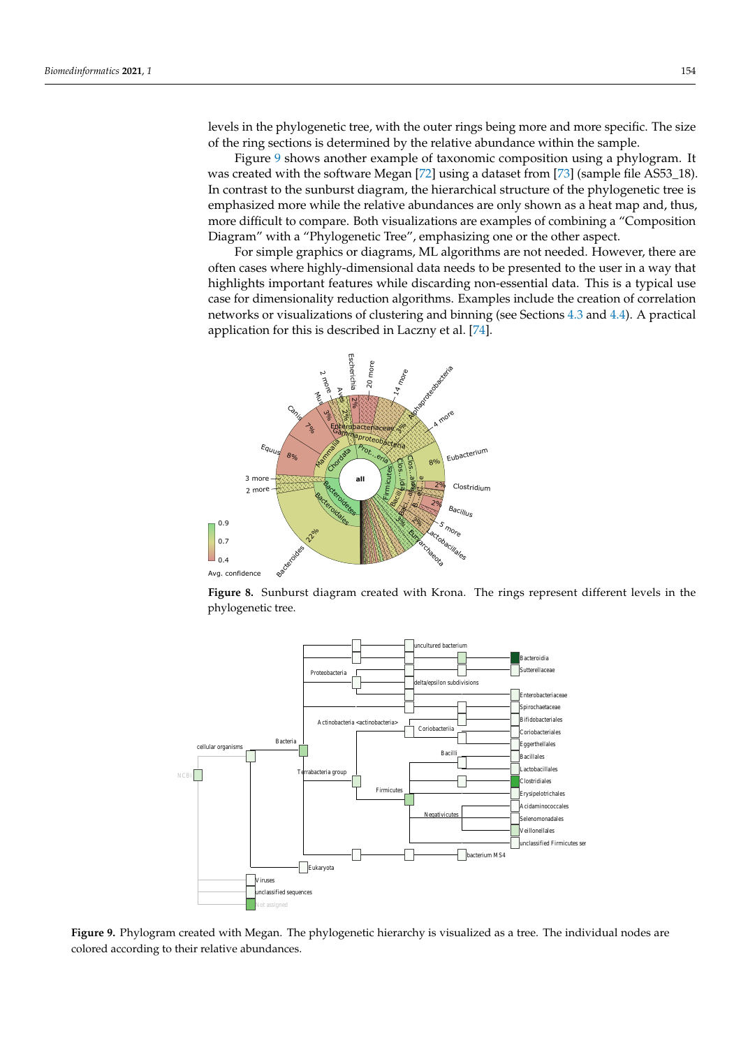levels in the phylogenetic tree, with the outer rings being more and more specific. The size of the ring sections is determined by the relative abundance within the sample.

Figure 9 shows another example of taxonomic composition using a phylogram. It was created with the software Megan [72] using a dataset from [73] (sample file AS53_18). In contrast to the sunburst diagram, the hierarchical structure of the phylogenetic tree is emphasized more while the relative abundances are only shown as a heat map and, thus, more difficult to compare. Both visualizations are examples of combining a "Composition Diagram" with a "Phylogenetic Tree", emphasizing one or the other aspect.

For simple graphics or diagrams, ML algorithms are not needed. However, there are often cases where highly-dimensional data needs to be presented to the user in a way that highlights important features while discarding non-essential data. This is a typical use case for dimensionality reduction algorithms. Examples include the creation of correlation networks or visualizations of clustering and binning (see Sections 4.3 and 4.4). A practical application for this is described in Laczny et al. [74].

**Figure 8.** Sunburst diagram created with Krona. The rings represent different levels in the phylogenetic tree.

**Figure 9.** Phylogram created with Megan. The phylogenetic hierarchy is visualized as a tree. The individual nodes are colored according to their relative abundances.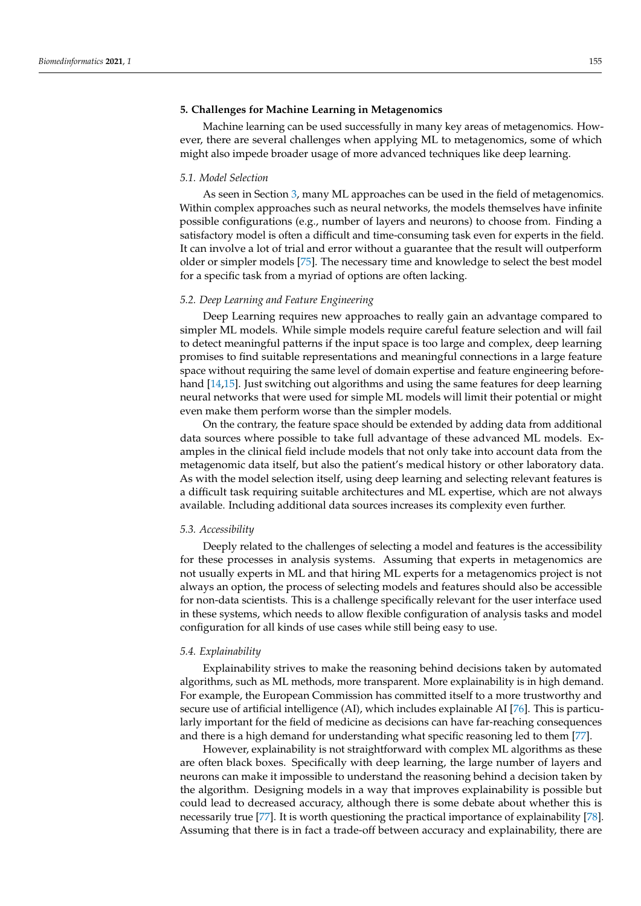## 5. Challenges for Machine Learning in Metagenomics

Machine learning can be used successfully in many key areas of metagenomics. However, there are several challenges when applying ML to metagenomics, some of which might also impede broader usage of more advanced techniques like deep learning.

### *5.1. Model Selection*

As seen in Section 3, many ML approaches can be used in the field of metagenomics. Within complex approaches such as neural networks, the models themselves have infinite possible configurations (e.g., number of layers and neurons) to choose from. Finding a satisfactory model is often a difficult and time-consuming task even for experts in the field. It can involve a lot of trial and error without a guarantee that the result will outperform older or simpler models [75]. The necessary time and knowledge to select the best model for a specific task from a myriad of options are often lacking.

### *5.2. Deep Learning and Feature Engineering*

Deep Learning requires new approaches to really gain an advantage compared to simpler ML models. While simple models require careful feature selection and will fail to detect meaningful patterns if the input space is too large and complex, deep learning promises to find suitable representations and meaningful connections in a large feature space without requiring the same level of domain expertise and feature engineering beforehand [14,15]. Just switching out algorithms and using the same features for deep learning neural networks that were used for simple ML models will limit their potential or might even make them perform worse than the simpler models.

On the contrary, the feature space should be extended by adding data from additional data sources where possible to take full advantage of these advanced ML models. Examples in the clinical field include models that not only take into account data from the metagenomic data itself, but also the patient's medical history or other laboratory data. As with the model selection itself, using deep learning and selecting relevant features is a difficult task requiring suitable architectures and ML expertise, which are not always available. Including additional data sources increases its complexity even further.

### *5.3. Accessibility*

Deeply related to the challenges of selecting a model and features is the accessibility for these processes in analysis systems. Assuming that experts in metagenomics are not usually experts in ML and that hiring ML experts for a metagenomics project is not always an option, the process of selecting models and features should also be accessible for non-data scientists. This is a challenge specifically relevant for the user interface used in these systems, which needs to allow flexible configuration of analysis tasks and model configuration for all kinds of use cases while still being easy to use.

### *5.4. Explainability*

Explainability strives to make the reasoning behind decisions taken by automated algorithms, such as ML methods, more transparent. More explainability is in high demand. For example, the European Commission has committed itself to a more trustworthy and secure use of artificial intelligence (AI), which includes explainable AI [76]. This is particularly important for the field of medicine as decisions can have far-reaching consequences and there is a high demand for understanding what specific reasoning led to them [77].

However, explainability is not straightforward with complex ML algorithms as these are often black boxes. Specifically with deep learning, the large number of layers and neurons can make it impossible to understand the reasoning behind a decision taken by the algorithm. Designing models in a way that improves explainability is possible but could lead to decreased accuracy, although there is some debate about whether this is necessarily true [77]. It is worth questioning the practical importance of explainability [78]. Assuming that there is in fact a trade-off between accuracy and explainability, there are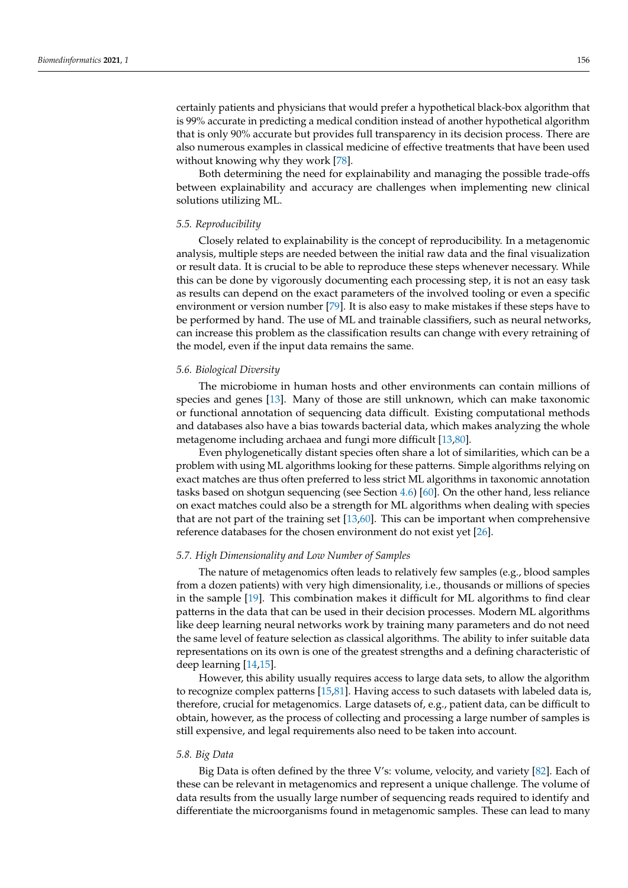certainly patients and physicians that would prefer a hypothetical black-box algorithm that is 99% accurate in predicting a medical condition instead of another hypothetical algorithm that is only 90% accurate but provides full transparency in its decision process. There are also numerous examples in classical medicine of effective treatments that have been used without knowing why they work [78].

Both determining the need for explainability and managing the possible trade-offs between explainability and accuracy are challenges when implementing new clinical solutions utilizing ML.

### *5.5. Reproducibility*

Closely related to explainability is the concept of reproducibility. In a metagenomic analysis, multiple steps are needed between the initial raw data and the final visualization or result data. It is crucial to be able to reproduce these steps whenever necessary. While this can be done by vigorously documenting each processing step, it is not an easy task as results can depend on the exact parameters of the involved tooling or even a specific environment or version number [79]. It is also easy to make mistakes if these steps have to be performed by hand. The use of ML and trainable classifiers, such as neural networks, can increase this problem as the classification results can change with every retraining of the model, even if the input data remains the same.

### *5.6. Biological Diversity*

The microbiome in human hosts and other environments can contain millions of species and genes [13]. Many of those are still unknown, which can make taxonomic or functional annotation of sequencing data difficult. Existing computational methods and databases also have a bias towards bacterial data, which makes analyzing the whole metagenome including archaea and fungi more difficult [13,80].

Even phylogenetically distant species often share a lot of similarities, which can be a problem with using ML algorithms looking for these patterns. Simple algorithms relying on exact matches are thus often preferred to less strict ML algorithms in taxonomic annotation tasks based on shotgun sequencing (see Section 4.6) [60]. On the other hand, less reliance on exact matches could also be a strength for ML algorithms when dealing with species that are not part of the training set [13,60]. This can be important when comprehensive reference databases for the chosen environment do not exist yet [26].

### *5.7. High Dimensionality and Low Number of Samples*

The nature of metagenomics often leads to relatively few samples (e.g., blood samples from a dozen patients) with very high dimensionality, i.e., thousands or millions of species in the sample [19]. This combination makes it difficult for ML algorithms to find clear patterns in the data that can be used in their decision processes. Modern ML algorithms like deep learning neural networks work by training many parameters and do not need the same level of feature selection as classical algorithms. The ability to infer suitable data representations on its own is one of the greatest strengths and a defining characteristic of deep learning [14,15].

However, this ability usually requires access to large data sets, to allow the algorithm to recognize complex patterns [15,81]. Having access to such datasets with labeled data is, therefore, crucial for metagenomics. Large datasets of, e.g., patient data, can be difficult to obtain, however, as the process of collecting and processing a large number of samples is still expensive, and legal requirements also need to be taken into account.

### *5.8. Big Data*

Big Data is often defined by the three V's: volume, velocity, and variety [82]. Each of these can be relevant in metagenomics and represent a unique challenge. The volume of data results from the usually large number of sequencing reads required to identify and differentiate the microorganisms found in metagenomic samples. These can lead to many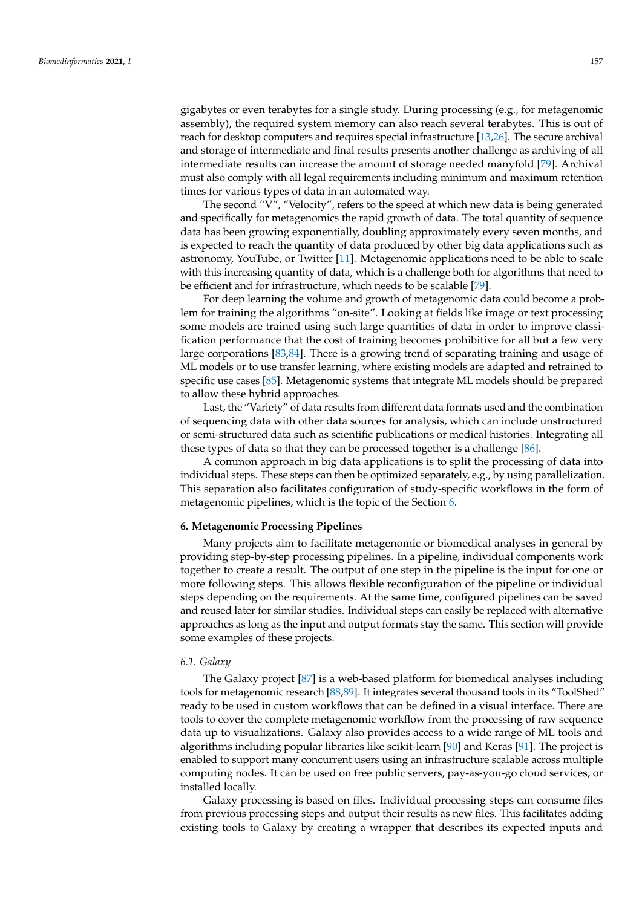gigabytes or even terabytes for a single study. During processing (e.g., for metagenomic assembly), the required system memory can also reach several terabytes. This is out of reach for desktop computers and requires special infrastructure [13,26]. The secure archival and storage of intermediate and final results presents another challenge as archiving of all intermediate results can increase the amount of storage needed manyfold [79]. Archival must also comply with all legal requirements including minimum and maximum retention times for various types of data in an automated way.

The second "V", "Velocity", refers to the speed at which new data is being generated and specifically for metagenomics the rapid growth of data. The total quantity of sequence data has been growing exponentially, doubling approximately every seven months, and is expected to reach the quantity of data produced by other big data applications such as astronomy, YouTube, or Twitter [11]. Metagenomic applications need to be able to scale with this increasing quantity of data, which is a challenge both for algorithms that need to be efficient and for infrastructure, which needs to be scalable [79].

For deep learning the volume and growth of metagenomic data could become a problem for training the algorithms "on-site". Looking at fields like image or text processing some models are trained using such large quantities of data in order to improve classification performance that the cost of training becomes prohibitive for all but a few very large corporations [83,84]. There is a growing trend of separating training and usage of ML models or to use transfer learning, where existing models are adapted and retrained to specific use cases [85]. Metagenomic systems that integrate ML models should be prepared to allow these hybrid approaches.

Last, the "Variety" of data results from different data formats used and the combination of sequencing data with other data sources for analysis, which can include unstructured or semi-structured data such as scientific publications or medical histories. Integrating all these types of data so that they can be processed together is a challenge [86].

A common approach in big data applications is to split the processing of data into individual steps. These steps can then be optimized separately, e.g., by using parallelization. This separation also facilitates configuration of study-specific workflows in the form of metagenomic pipelines, which is the topic of the Section 6.

## 6. Metagenomic Processing Pipelines

Many projects aim to facilitate metagenomic or biomedical analyses in general by providing step-by-step processing pipelines. In a pipeline, individual components work together to create a result. The output of one step in the pipeline is the input for one or more following steps. This allows flexible reconfiguration of the pipeline or individual steps depending on the requirements. At the same time, configured pipelines can be saved and reused later for similar studies. Individual steps can easily be replaced with alternative approaches as long as the input and output formats stay the same. This section will provide some examples of these projects.

### *6.1. Galaxy*

The Galaxy project [87] is a web-based platform for biomedical analyses including tools for metagenomic research [88,89]. It integrates several thousand tools in its "ToolShed" ready to be used in custom workflows that can be defined in a visual interface. There are tools to cover the complete metagenomic workflow from the processing of raw sequence data up to visualizations. Galaxy also provides access to a wide range of ML tools and algorithms including popular libraries like scikit-learn [90] and Keras [91]. The project is enabled to support many concurrent users using an infrastructure scalable across multiple computing nodes. It can be used on free public servers, pay-as-you-go cloud services, or installed locally.

Galaxy processing is based on files. Individual processing steps can consume files from previous processing steps and output their results as new files. This facilitates adding existing tools to Galaxy by creating a wrapper that describes its expected inputs and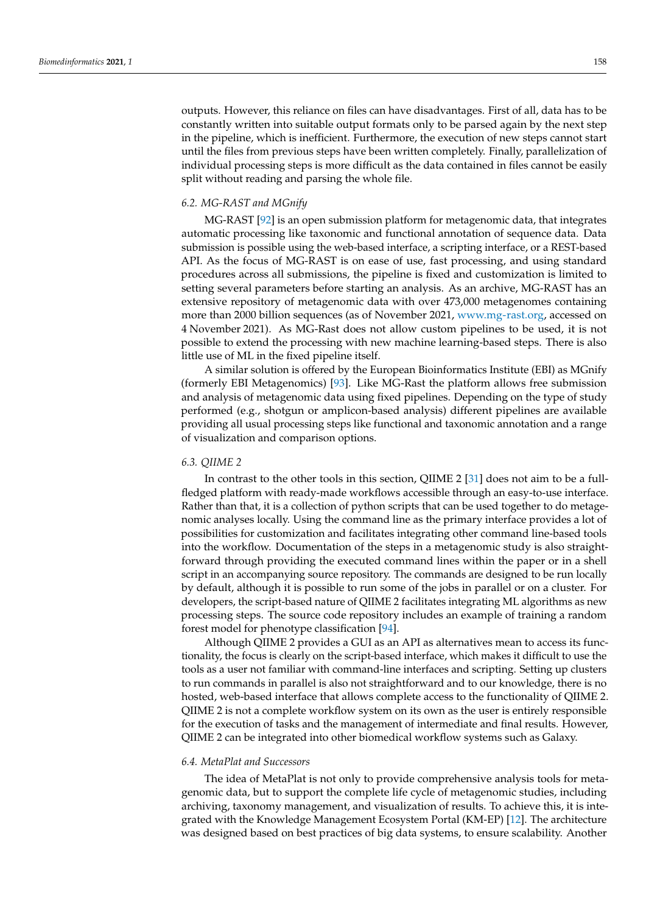outputs. However, this reliance on files can have disadvantages. First of all, data has to be constantly written into suitable output formats only to be parsed again by the next step in the pipeline, which is inefficient. Furthermore, the execution of new steps cannot start until the files from previous steps have been written completely. Finally, parallelization of individual processing steps is more difficult as the data contained in files cannot be easily split without reading and parsing the whole file.

### 6.2. MG-RAST and MGnify

MG-RAST [92] is an open submission platform for metagenomic data, that integrates automatic processing like taxonomic and functional annotation of sequence data. Data submission is possible using the web-based interface, a scripting interface, or a REST-based API. As the focus of MG-RAST is on ease of use, fast processing, and using standard procedures across all submissions, the pipeline is fixed and customization is limited to setting several parameters before starting an analysis. As an archive, MG-RAST has an extensive repository of metagenomic data with over 473,000 metagenomes containing more than 2000 billion sequences (as of November 2021, www.mg-rast.org, accessed on 4 November 2021). As MG-Rast does not allow custom pipelines to be used, it is not possible to extend the processing with new machine learning-based steps. There is also little use of ML in the fixed pipeline itself.

A similar solution is offered by the European Bioinformatics Institute (EBI) as MGnify (formerly EBI Metagenomics) [93]. Like MG-Rast the platform allows free submission and analysis of metagenomic data using fixed pipelines. Depending on the type of study performed (e.g., shotgun or amplicon-based analysis) different pipelines are available providing all usual processing steps like functional and taxonomic annotation and a range of visualization and comparison options.

### 6.3. QIIME 2

In contrast to the other tools in this section, QIIME 2 [31] does not aim to be a full-fledged platform with ready-made workflows accessible through an easy-to-use interface. Rather than that, it is a collection of python scripts that can be used together to do metagenomic analyses locally. Using the command line as the primary interface provides a lot of possibilities for customization and facilitates integrating other command line-based tools into the workflow. Documentation of the steps in a metagenomic study is also straightforward through providing the executed command lines within the paper or in a shell script in an accompanying source repository. The commands are designed to be run locally by default, although it is possible to run some of the jobs in parallel or on a cluster. For developers, the script-based nature of QIIME 2 facilitates integrating ML algorithms as new processing steps. The source code repository includes an example of training a random forest model for phenotype classification [94].

Although QIIME 2 provides a GUI as an API as alternatives mean to access its functionality, the focus is clearly on the script-based interface, which makes it difficult to use the tools as a user not familiar with command-line interfaces and scripting. Setting up clusters to run commands in parallel is also not straightforward and to our knowledge, there is no hosted, web-based interface that allows complete access to the functionality of QIIME 2. QIIME 2 is not a complete workflow system on its own as the user is entirely responsible for the execution of tasks and the management of intermediate and final results. However, QIIME 2 can be integrated into other biomedical workflow systems such as Galaxy.

### 6.4. MetaPlat and Successors

The idea of MetaPlat is not only to provide comprehensive analysis tools for metagenomic data, but to support the complete life cycle of metagenomic studies, including archiving, taxonomy management, and visualization of results. To achieve this, it is integrated with the Knowledge Management Ecosystem Portal (KM-EP) [12]. The architecture was designed based on best practices of big data systems, to ensure scalability. Another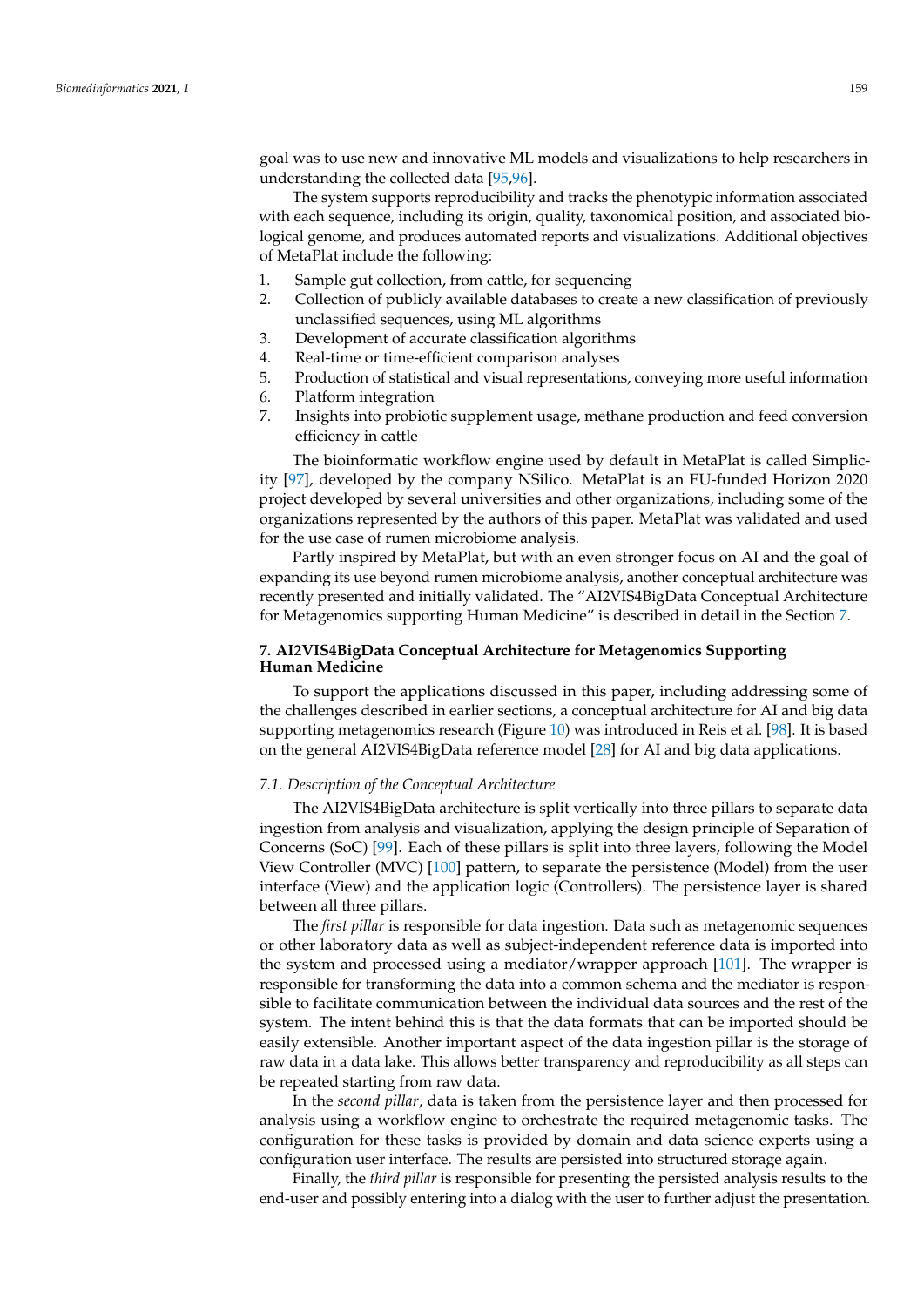goal was to use new and innovative ML models and visualizations to help researchers in understanding the collected data [95,96].

The system supports reproducibility and tracks the phenotypic information associated with each sequence, including its origin, quality, taxonomical position, and associated biological genome, and produces automated reports and visualizations. Additional objectives of MetaPlat include the following:

1. Sample gut collection, from cattle, for sequencing
2. Collection of publicly available databases to create a new classification of previously unclassified sequences, using ML algorithms
3. Development of accurate classification algorithms
4. Real-time or time-efficient comparison analyses
5. Production of statistical and visual representations, conveying more useful information
6. Platform integration
7. Insights into probiotic supplement usage, methane production and feed conversion efficiency in cattle

The bioinformatic workflow engine used by default in MetaPlat is called Simplicity [97], developed by the company NSilico. MetaPlat is an EU-funded Horizon 2020 project developed by several universities and other organizations, including some of the organizations represented by the authors of this paper. MetaPlat was validated and used for the use case of rumen microbiome analysis.

Partly inspired by MetaPlat, but with an even stronger focus on AI and the goal of expanding its use beyond rumen microbiome analysis, another conceptual architecture was recently presented and initially validated. The "AI2VIS4BigData Conceptual Architecture for Metagenomics supporting Human Medicine" is described in detail in the Section 7.

## 7. AI2VIS4BigData Conceptual Architecture for Metagenomics Supporting Human Medicine

To support the applications discussed in this paper, including addressing some of the challenges described in earlier sections, a conceptual architecture for AI and big data supporting metagenomics research (Figure 10) was introduced in Reis et al. [98]. It is based on the general AI2VIS4BigData reference model [28] for AI and big data applications.

### 7.1. Description of the Conceptual Architecture

The AI2VIS4BigData architecture is split vertically into three pillars to separate data ingestion from analysis and visualization, applying the design principle of Separation of Concerns (SoC) [99]. Each of these pillars is split into three layers, following the Model View Controller (MVC) [100] pattern, to separate the persistence (Model) from the user interface (View) and the application logic (Controllers). The persistence layer is shared between all three pillars.

The *first pillar* is responsible for data ingestion. Data such as metagenomic sequences or other laboratory data as well as subject-independent reference data is imported into the system and processed using a mediator/wrapper approach [101]. The wrapper is responsible for transforming the data into a common schema and the mediator is responsible to facilitate communication between the individual data sources and the rest of the system. The intent behind this is that the data formats that can be imported should be easily extensible. Another important aspect of the data ingestion pillar is the storage of raw data in a data lake. This allows better transparency and reproducibility as all steps can be repeated starting from raw data.

In the *second pillar*, data is taken from the persistence layer and then processed for analysis using a workflow engine to orchestrate the required metagenomic tasks. The configuration for these tasks is provided by domain and data science experts using a configuration user interface. The results are persisted into structured storage again.

Finally, the *third pillar* is responsible for presenting the persisted analysis results to the end-user and possibly entering into a dialog with the user to further adjust the presentation.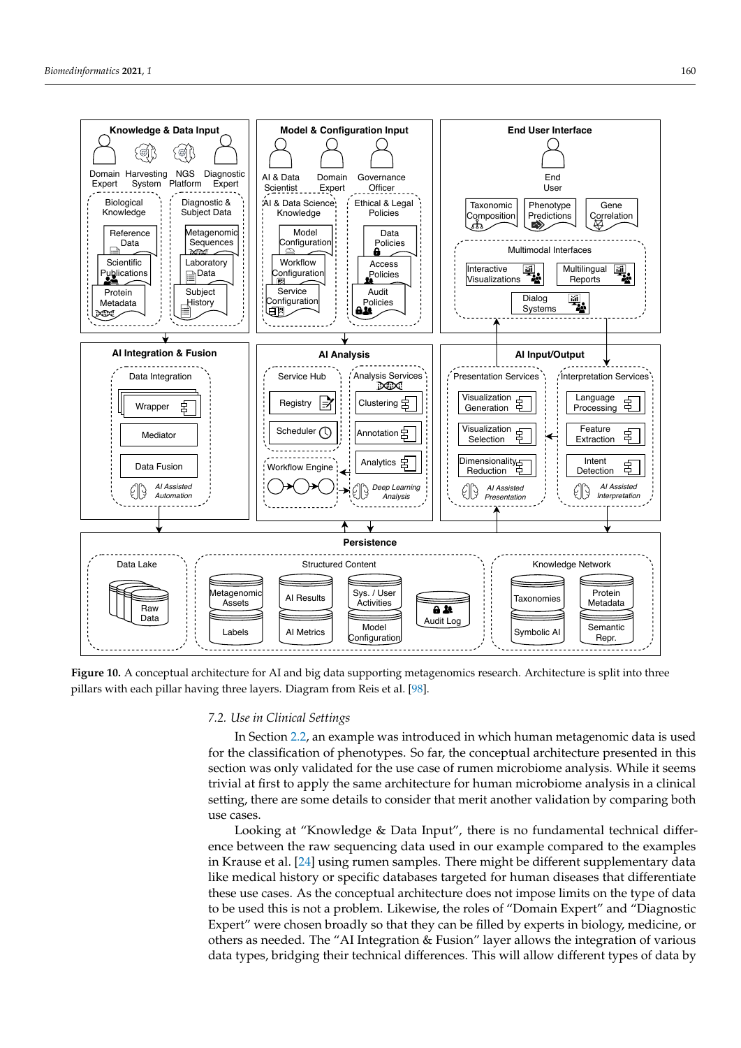**Figure 10.** A conceptual architecture for AI and big data supporting metagenomics research. Architecture is split into three pillars with each pillar having three layers. Diagram from Reis et al. [98].

### 7.2. Use in Clinical Settings

In Section 2.2, an example was introduced in which human metagenomic data is used for the classification of phenotypes. So far, the conceptual architecture presented in this section was only validated for the use case of rumen microbiome analysis. While it seems trivial at first to apply the same architecture for human microbiome analysis in a clinical setting, there are some details to consider that merit another validation by comparing both use cases.

Looking at "Knowledge & Data Input", there is no fundamental technical difference between the raw sequencing data used in our example compared to the examples in Krause et al. [24] using rumen samples. There might be different supplementary data like medical history or specific databases targeted for human diseases that differentiate these use cases. As the conceptual architecture does not impose limits on the type of data to be used this is not a problem. Likewise, the roles of "Domain Expert" and "Diagnostic Expert" were chosen broadly so that they can be filled by experts in biology, medicine, or others as needed. The "AI Integration & Fusion" layer allows the integration of various data types, bridging their technical differences. This will allow different types of data by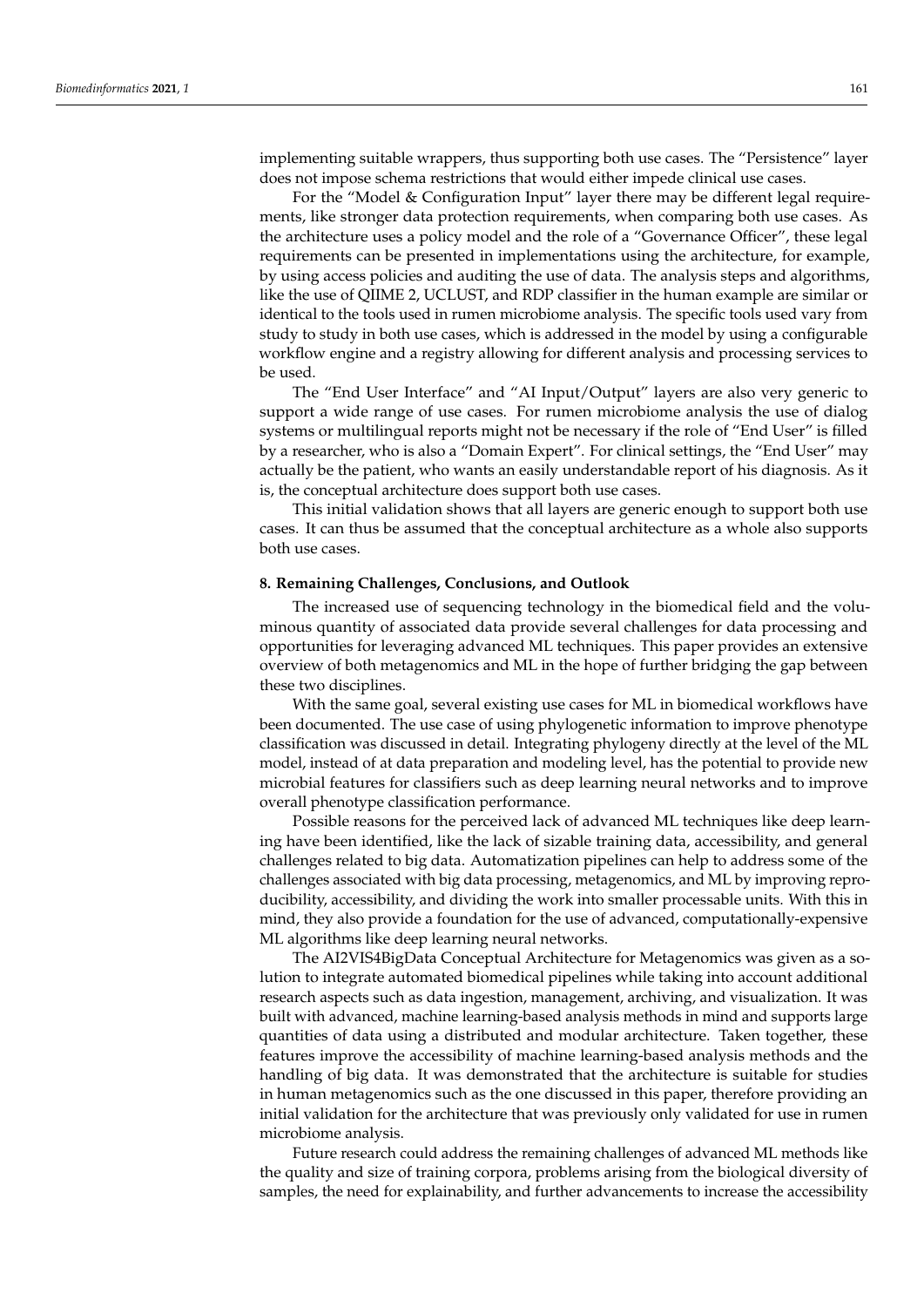implementing suitable wrappers, thus supporting both use cases. The "Persistence" layer does not impose schema restrictions that would either impede clinical use cases.

For the "Model & Configuration Input" layer there may be different legal requirements, like stronger data protection requirements, when comparing both use cases. As the architecture uses a policy model and the role of a "Governance Officer", these legal requirements can be presented in implementations using the architecture, for example, by using access policies and auditing the use of data. The analysis steps and algorithms, like the use of QIIME 2, UCLUST, and RDP classifier in the human example are similar or identical to the tools used in rumen microbiome analysis. The specific tools used vary from study to study in both use cases, which is addressed in the model by using a configurable workflow engine and a registry allowing for different analysis and processing services to be used.

The "End User Interface" and "AI Input/Output" layers are also very generic to support a wide range of use cases. For rumen microbiome analysis the use of dialog systems or multilingual reports might not be necessary if the role of "End User" is filled by a researcher, who is also a "Domain Expert". For clinical settings, the "End User" may actually be the patient, who wants an easily understandable report of his diagnosis. As it is, the conceptual architecture does support both use cases.

This initial validation shows that all layers are generic enough to support both use cases. It can thus be assumed that the conceptual architecture as a whole also supports both use cases.

## 8. Remaining Challenges, Conclusions, and Outlook

The increased use of sequencing technology in the biomedical field and the voluminous quantity of associated data provide several challenges for data processing and opportunities for leveraging advanced ML techniques. This paper provides an extensive overview of both metagenomics and ML in the hope of further bridging the gap between these two disciplines.

With the same goal, several existing use cases for ML in biomedical workflows have been documented. The use case of using phylogenetic information to improve phenotype classification was discussed in detail. Integrating phylogeny directly at the level of the ML model, instead of at data preparation and modeling level, has the potential to provide new microbial features for classifiers such as deep learning neural networks and to improve overall phenotype classification performance.

Possible reasons for the perceived lack of advanced ML techniques like deep learning have been identified, like the lack of sizable training data, accessibility, and general challenges related to big data. Automatization pipelines can help to address some of the challenges associated with big data processing, metagenomics, and ML by improving reproducibility, accessibility, and dividing the work into smaller processable units. With this in mind, they also provide a foundation for the use of advanced, computationally-expensive ML algorithms like deep learning neural networks.

The AI2VIS4BigData Conceptual Architecture for Metagenomics was given as a solution to integrate automated biomedical pipelines while taking into account additional research aspects such as data ingestion, management, archiving, and visualization. It was built with advanced, machine learning-based analysis methods in mind and supports large quantities of data using a distributed and modular architecture. Taken together, these features improve the accessibility of machine learning-based analysis methods and the handling of big data. It was demonstrated that the architecture is suitable for studies in human metagenomics such as the one discussed in this paper, therefore providing an initial validation for the architecture that was previously only validated for use in rumen microbiome analysis.

Future research could address the remaining challenges of advanced ML methods like the quality and size of training corpora, problems arising from the biological diversity of samples, the need for explainability, and further advancements to increase the accessibility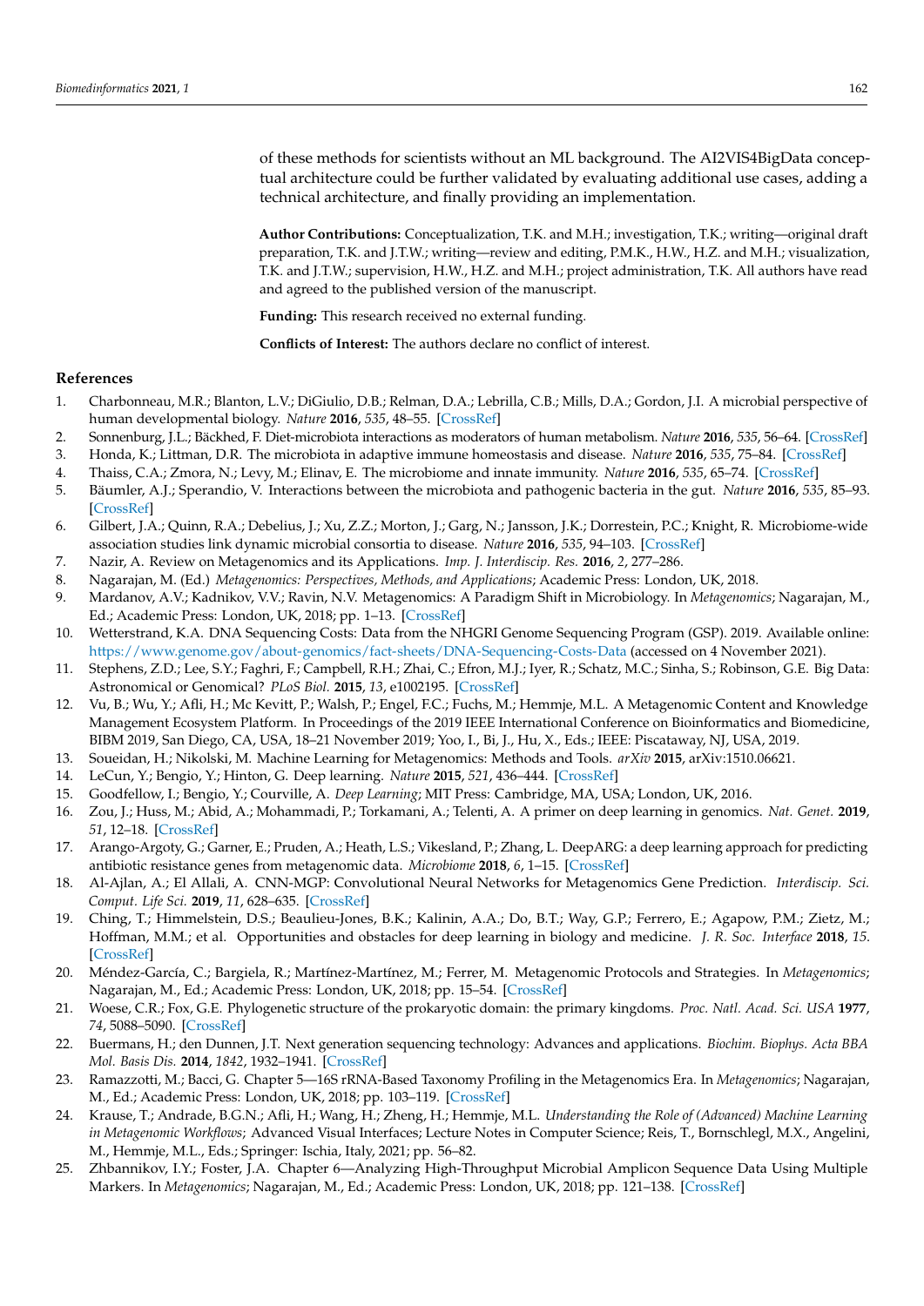of these methods for scientists without an ML background. The AI2VIS4BigData conceptual architecture could be further validated by evaluating additional use cases, adding a technical architecture, and finally providing an implementation.

**Author Contributions:** Conceptualization, T.K. and M.H.; investigation, T.K.; writing—original draft preparation, T.K. and J.T.W.; writing—review and editing, P.M.K., H.W., H.Z. and M.H.; visualization, T.K. and J.T.W.; supervision, H.W., H.Z. and M.H.; project administration, T.K. All authors have read and agreed to the published version of the manuscript.

**Funding:** This research received no external funding.

**Conflicts of Interest:** The authors declare no conflict of interest.

## References

1. Charbonneau, M.R.; Blanton, L.V.; DiGiulio, D.B.; Relman, D.A.; Lebrilla, C.B.; Mills, D.A.; Gordon, J.I. A microbial perspective of human developmental biology. *Nature* **2016**, *535*, 48–55. [CrossRef]
2. Sonnenburg, J.L.; Bäckhed, F. Diet-microbiota interactions as moderators of human metabolism. *Nature* **2016**, *535*, 56–64. [CrossRef]
3. Honda, K.; Littman, D.R. The microbiota in adaptive immune homeostasis and disease. *Nature* **2016**, *535*, 75–84. [CrossRef]
4. Thaiss, C.A.; Zmora, N.; Levy, M.; Elinav, E. The microbiome and innate immunity. *Nature* **2016**, *535*, 65–74. [CrossRef]
5. Bäumler, A.J.; Sperandio, V. Interactions between the microbiota and pathogenic bacteria in the gut. *Nature* **2016**, *535*, 85–93. [CrossRef]
6. Gilbert, J.A.; Quinn, R.A.; Debelius, J.; Xu, Z.Z.; Morton, J.; Garg, N.; Jansson, J.K.; Dorrestein, P.C.; Knight, R. Microbiome-wide association studies link dynamic microbial consortia to disease. *Nature* **2016**, *535*, 94–103. [CrossRef]
7. Nazir, A. Review on Metagenomics and its Applications. *Imp. J. Interdiscip. Res.* **2016**, *2*, 277–286.
8. Nagarajan, M. (Ed.) *Metagenomics: Perspectives, Methods, and Applications*; Academic Press: London, UK, 2018.
9. Mardanov, A.V.; Kadnikov, V.V.; Ravin, N.V. Metagenomics: A Paradigm Shift in Microbiology. In *Metagenomics*; Nagarajan, M., Ed.; Academic Press: London, UK, 2018; pp. 1–13. [CrossRef]
10. Wetterstrand, K.A. DNA Sequencing Costs: Data from the NHGRI Genome Sequencing Program (GSP). 2019. Available online: https://www.genome.gov/about-genomics/fact-sheets/DNA-Sequencing-Costs-Data (accessed on 4 November 2021).
11. Stephens, Z.D.; Lee, S.Y.; Faghri, F.; Campbell, R.H.; Zhai, C.; Efron, M.J.; Iyer, R.; Schatz, M.C.; Sinha, S.; Robinson, G.E. Big Data: Astronomical or Genomical? *PLoS Biol.* **2015**, *13*, e1002195. [CrossRef]
12. Vu, B.; Wu, Y.; Afli, H.; Mc Kevitt, P.; Walsh, P.; Engel, F.C.; Fuchs, M.; Hemmje, M.L. A Metagenomic Content and Knowledge Management Ecosystem Platform. In Proceedings of the 2019 IEEE International Conference on Bioinformatics and Biomedicine, BIBM 2019, San Diego, CA, USA, 18–21 November 2019; Yoo, I., Bi, J., Hu, X., Eds.; IEEE: Piscataway, NJ, USA, 2019.
13. Soueidan, H.; Nikolski, M. Machine Learning for Metagenomics: Methods and Tools. *arXiv* **2015**, arXiv:1510.06621.
14. LeCun, Y.; Bengio, Y.; Hinton, G. Deep learning. *Nature* **2015**, *521*, 436–444. [CrossRef]
15. Goodfellow, I.; Bengio, Y.; Courville, A. *Deep Learning*; MIT Press: Cambridge, MA, USA; London, UK, 2016.
16. Zou, J.; Huss, M.; Abid, A.; Mohammadi, P.; Torkamani, A.; Telenti, A. A primer on deep learning in genomics. *Nat. Genet.* **2019**, *51*, 12–18. [CrossRef]
17. Arango-Argoty, G.; Garner, E.; Pruden, A.; Heath, L.S.; Vikesland, P.; Zhang, L. DeepARG: a deep learning approach for predicting antibiotic resistance genes from metagenomic data. *Microbiome* **2018**, *6*, 1–15. [CrossRef]
18. Al-Ajlan, A.; El Allali, A. CNN-MGP: Convolutional Neural Networks for Metagenomics Gene Prediction. *Interdiscip. Sci. Comput. Life Sci.* **2019**, *11*, 628–635. [CrossRef]
19. Ching, T.; Himmelstein, D.S.; Beaulieu-Jones, B.K.; Kalinin, A.A.; Do, B.T.; Way, G.P.; Ferrero, E.; Agapow, P.M.; Zietz, M.; Hoffman, M.M.; et al. Opportunities and obstacles for deep learning in biology and medicine. *J. R. Soc. Interface* **2018**, *15*. [CrossRef]
20. Méndez-García, C.; Bargiela, R.; Martínez-Martínez, M.; Ferrer, M. Metagenomic Protocols and Strategies. In *Metagenomics*; Nagarajan, M., Ed.; Academic Press: London, UK, 2018; pp. 15–54. [CrossRef]
21. Woese, C.R.; Fox, G.E. Phylogenetic structure of the prokaryotic domain: the primary kingdoms. *Proc. Natl. Acad. Sci. USA* **1977**, *74*, 5088–5090. [CrossRef]
22. Buermans, H.; den Dunnen, J.T. Next generation sequencing technology: Advances and applications. *Biochim. Biophys. Acta BBA Mol. Basis Dis.* **2014**, *1842*, 1932–1941. [CrossRef]
23. Ramazzotti, M.; Bacci, G. Chapter 5—16S rRNA-Based Taxonomy Profiling in the Metagenomics Era. In *Metagenomics*; Nagarajan, M., Ed.; Academic Press: London, UK, 2018; pp. 103–119. [CrossRef]
24. Krause, T.; Andrade, B.G.N.; Afli, H.; Wang, H.; Zheng, H.; Hemmje, M.L. *Understanding the Role of (Advanced) Machine Learning in Metagenomic Workflows*; Advanced Visual Interfaces; Lecture Notes in Computer Science; Reis, T., Bornschlegl, M.X., Angelini, M., Hemmje, M.L., Eds.; Springer: Ischia, Italy, 2021; pp. 56–82.
25. Zhbannikov, I.Y.; Foster, J.A. Chapter 6—Analyzing High-Throughput Microbial Amplicon Sequence Data Using Multiple Markers. In *Metagenomics*; Nagarajan, M., Ed.; Academic Press: London, UK, 2018; pp. 121–138. [CrossRef]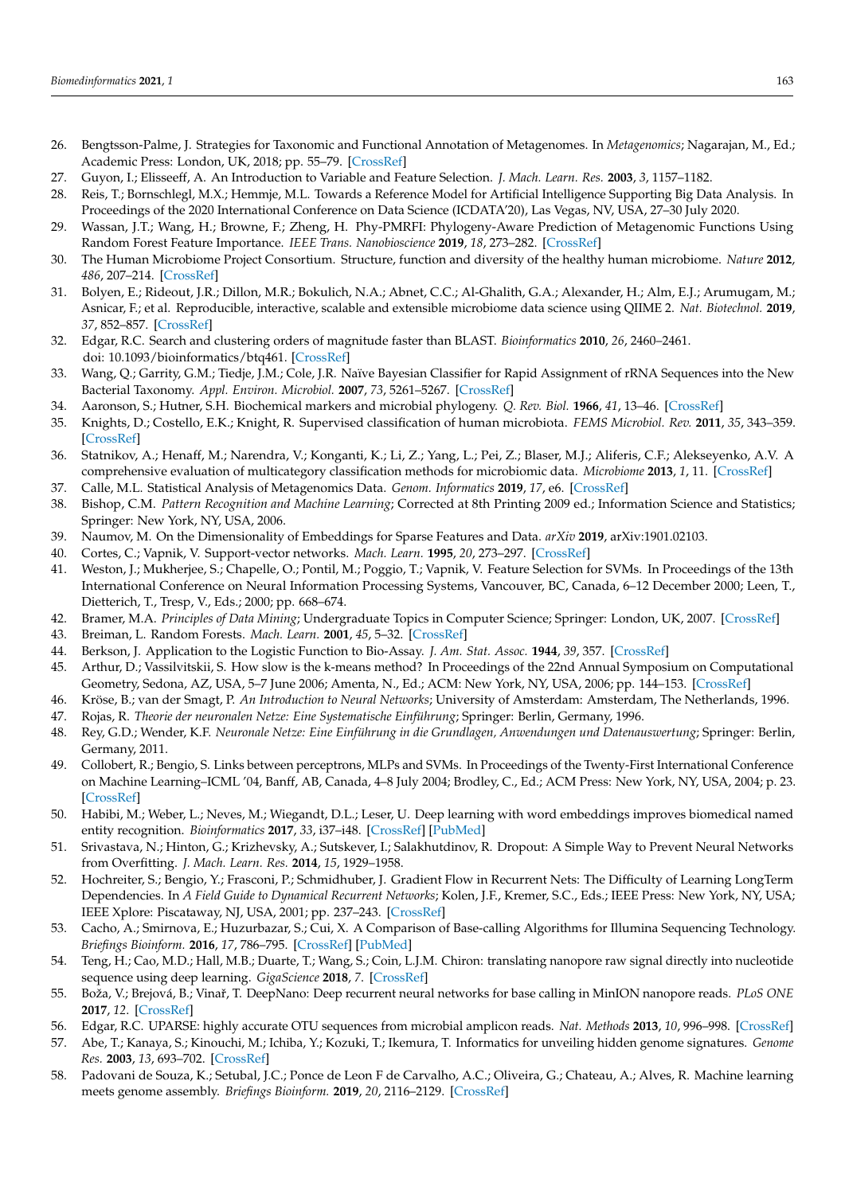26. Bengtsson-Palme, J. Strategies for Taxonomic and Functional Annotation of Metagenomes. In *Metagenomics*; Nagarajan, M., Ed.; Academic Press: London, UK, 2018; pp. 55–79. [CrossRef]
27. Guyon, I.; Elisseeff, A. An Introduction to Variable and Feature Selection. *J. Mach. Learn. Res.* **2003**, *3*, 1157–1182.
28. Reis, T.; Bornschlegl, M.X.; Hemmje, M.L. Towards a Reference Model for Artificial Intelligence Supporting Big Data Analysis. In Proceedings of the 2020 International Conference on Data Science (ICDATA'20), Las Vegas, NV, USA, 27–30 July 2020.
29. Wassan, J.T.; Wang, H.; Browne, F.; Zheng, H. Phy-PMRFI: Phylogeny-Aware Prediction of Metagenomic Functions Using Random Forest Feature Importance. *IEEE Trans. Nanobioscience* **2019**, *18*, 273–282. [CrossRef]
30. The Human Microbiome Project Consortium. Structure, function and diversity of the healthy human microbiome. *Nature* **2012**, *486*, 207–214. [CrossRef]
31. Bolyen, E.; Rideout, J.R.; Dillon, M.R.; Bokulich, N.A.; Abnet, C.C.; Al-Ghalith, G.A.; Alexander, H.; Alm, E.J.; Arumugam, M.; Asnicar, F.; et al. Reproducible, interactive, scalable and extensible microbiome data science using QIIME 2. *Nat. Biotechnol.* **2019**, *37*, 852–857. [CrossRef]
32. Edgar, R.C. Search and clustering orders of magnitude faster than BLAST. *Bioinformatics* **2010**, *26*, 2460–2461. doi: 10.1093/bioinformatics/btq461. [CrossRef]
33. Wang, Q.; Garrity, G.M.; Tiedje, J.M.; Cole, J.R. Naïve Bayesian Classifier for Rapid Assignment of rRNA Sequences into the New Bacterial Taxonomy. *Appl. Environ. Microbiol.* **2007**, *73*, 5261–5267. [CrossRef]
34. Aaronson, S.; Hutner, S.H. Biochemical markers and microbial phylogeny. *Q. Rev. Biol.* **1966**, *41*, 13–46. [CrossRef]
35. Knights, D.; Costello, E.K.; Knight, R. Supervised classification of human microbiota. *FEMS Microbiol. Rev.* **2011**, *35*, 343–359. [CrossRef]
36. Statnikov, A.; Henaff, M.; Narendra, V.; Konganti, K.; Li, Z.; Yang, L.; Pei, Z.; Blaser, M.J.; Aliferis, C.F.; Alekseyenko, A.V. A comprehensive evaluation of multicategory classification methods for microbiomic data. *Microbiome* **2013**, *1*, 11. [CrossRef]
37. Calle, M.L. Statistical Analysis of Metagenomics Data. *Genom. Informatics* **2019**, *17*, e6. [CrossRef]
38. Bishop, C.M. *Pattern Recognition and Machine Learning*; Corrected at 8th Printing 2009 ed.; Information Science and Statistics; Springer: New York, NY, USA, 2006.
39. Naumov, M. On the Dimensionality of Embeddings for Sparse Features and Data. *arXiv* **2019**, arXiv:1901.02103.
40. Cortes, C.; Vapnik, V. Support-vector networks. *Mach. Learn.* **1995**, *20*, 273–297. [CrossRef]
41. Weston, J.; Mukherjee, S.; Chapelle, O.; Pontil, M.; Poggio, T.; Vapnik, V. Feature Selection for SVMs. In Proceedings of the 13th International Conference on Neural Information Processing Systems, Vancouver, BC, Canada, 6–12 December 2000; Leen, T., Dietterich, T., Tresp, V., Eds.; 2000; pp. 668–674.
42. Bramer, M.A. *Principles of Data Mining*; Undergraduate Topics in Computer Science; Springer: London, UK, 2007. [CrossRef]
43. Breiman, L. Random Forests. *Mach. Learn.* **2001**, *45*, 5–32. [CrossRef]
44. Berkson, J. Application to the Logistic Function to Bio-Assay. *J. Am. Stat. Assoc.* **1944**, *39*, 357. [CrossRef]
45. Arthur, D.; Vassilvitskii, S. How slow is the k-means method? In Proceedings of the 22nd Annual Symposium on Computational Geometry, Sedona, AZ, USA, 5–7 June 2006; Amenta, N., Ed.; ACM: New York, NY, USA, 2006; pp. 144–153. [CrossRef]
46. Kröse, B.; van der Smagt, P. *An Introduction to Neural Networks*; University of Amsterdam: Amsterdam, The Netherlands, 1996.
47. Rojas, R. *Theorie der neuronalen Netze: Eine Systematische Einführung*; Springer: Berlin, Germany, 1996.
48. Rey, G.D.; Wender, K.F. *Neuronale Netze: Eine Einführung in die Grundlagen, Anwendungen und Datenauswertung*; Springer: Berlin, Germany, 2011.
49. Collobert, R.; Bengio, S. Links between perceptrons, MLPs and SVMs. In Proceedings of the Twenty-First International Conference on Machine Learning–ICML '04, Banff, AB, Canada, 4–8 July 2004; Brodley, C., Ed.; ACM Press: New York, NY, USA, 2004; p. 23. [CrossRef]
50. Habibi, M.; Weber, L.; Neves, M.; Wiegandt, D.L.; Leser, U. Deep learning with word embeddings improves biomedical named entity recognition. *Bioinformatics* **2017**, *33*, i37–i48. [CrossRef] [PubMed]
51. Srivastava, N.; Hinton, G.; Krizhevsky, A.; Sutskever, I.; Salakhutdinov, R. Dropout: A Simple Way to Prevent Neural Networks from Overfitting. *J. Mach. Learn. Res.* **2014**, *15*, 1929–1958.
52. Hochreiter, S.; Bengio, Y.; Frasconi, P.; Schmidhuber, J. Gradient Flow in Recurrent Nets: The Difficulty of Learning LongTerm Dependencies. In *A Field Guide to Dynamical Recurrent Networks*; Kolen, J.F., Kremer, S.C., Eds.; IEEE Press: New York, NY, USA; IEEE Xplore: Piscataway, NJ, USA, 2001; pp. 237–243. [CrossRef]
53. Cacho, A.; Smirnova, E.; Huzurbazar, S.; Cui, X. A Comparison of Base-calling Algorithms for Illumina Sequencing Technology. *Briefings Bioinform.* **2016**, *17*, 786–795. [CrossRef] [PubMed]
54. Teng, H.; Cao, M.D.; Hall, M.B.; Duarte, T.; Wang, S.; Coin, L.J.M. Chiron: translating nanopore raw signal directly into nucleotide sequence using deep learning. *GigaScience* **2018**, *7*. [CrossRef]
55. Boža, V.; Brejová, B.; Vinař, T. DeepNano: Deep recurrent neural networks for base calling in MinION nanopore reads. *PLoS ONE* **2017**, *12*. [CrossRef]
56. Edgar, R.C. UPARSE: highly accurate OTU sequences from microbial amplicon reads. *Nat. Methods* **2013**, *10*, 996–998. [CrossRef]
57. Abe, T.; Kanaya, S.; Kinouchi, M.; Ichiba, Y.; Kozuki, T.; Ikemura, T. Informatics for unveiling hidden genome signatures. *Genome Res.* **2003**, *13*, 693–702. [CrossRef]
58. Padovani de Souza, K.; Setubal, J.C.; Ponce de Leon F de Carvalho, A.C.; Oliveira, G.; Chateau, A.; Alves, R. Machine learning meets genome assembly. *Briefings Bioinform.* **2019**, *20*, 2116–2129. [CrossRef]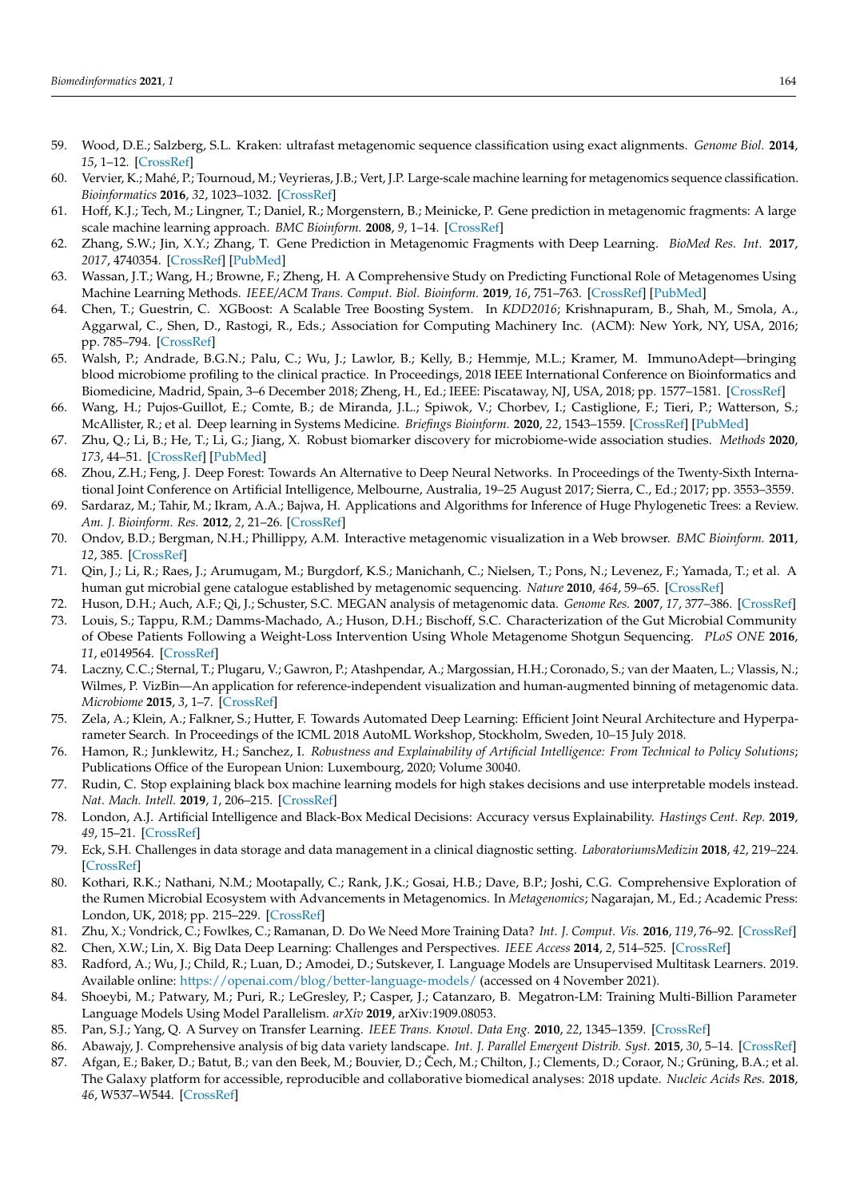59. Wood, D.E.; Salzberg, S.L. Kraken: ultrafast metagenomic sequence classification using exact alignments. *Genome Biol.* **2014**, *15*, 1–12. [CrossRef]
60. Vervier, K.; Mahé, P.; Tournoud, M.; Veyrieras, J.B.; Vert, J.P. Large-scale machine learning for metagenomics sequence classification. *Bioinformatics* **2016**, *32*, 1023–1032. [CrossRef]
61. Hoff, K.J.; Tech, M.; Lingner, T.; Daniel, R.; Morgenstern, B.; Meinicke, P. Gene prediction in metagenomic fragments: A large scale machine learning approach. *BMC Bioinform.* **2008**, *9*, 1–14. [CrossRef]
62. Zhang, S.W.; Jin, X.Y.; Zhang, T. Gene Prediction in Metagenomic Fragments with Deep Learning. *BioMed Res. Int.* **2017**, *2017*, 4740354. [CrossRef] [PubMed]
63. Wassan, J.T.; Wang, H.; Browne, F.; Zheng, H. A Comprehensive Study on Predicting Functional Role of Metagenomes Using Machine Learning Methods. *IEEE/ACM Trans. Comput. Biol. Bioinform.* **2019**, *16*, 751–763. [CrossRef] [PubMed]
64. Chen, T.; Guestrin, C. XGBoost: A Scalable Tree Boosting System. In *KDD2016*; Krishnapuram, B., Shah, M., Smola, A., Aggarwal, C., Shen, D., Rastogi, R., Eds.; Association for Computing Machinery Inc. (ACM): New York, NY, USA, 2016; pp. 785–794. [CrossRef]
65. Walsh, P.; Andrade, B.G.N.; Palu, C.; Wu, J.; Lawlor, B.; Kelly, B.; Hemmje, M.L.; Kramer, M. ImmunoAdept—bringing blood microbiome profiling to the clinical practice. In Proceedings, 2018 IEEE International Conference on Bioinformatics and Biomedicine, Madrid, Spain, 3–6 December 2018; Zheng, H., Ed.; IEEE: Piscataway, NJ, USA, 2018; pp. 1577–1581. [CrossRef]
66. Wang, H.; Pujos-Guillot, E.; Comte, B.; de Miranda, J.L.; Spiwok, V.; Chorbev, I.; Castiglione, F.; Tieri, P.; Watterson, S.; McAllister, R.; et al. Deep learning in Systems Medicine. *Briefings Bioinform.* **2020**, *22*, 1543–1559. [CrossRef] [PubMed]
67. Zhu, Q.; Li, B.; He, T.; Li, G.; Jiang, X. Robust biomarker discovery for microbiome-wide association studies. *Methods* **2020**, *173*, 44–51. [CrossRef] [PubMed]
68. Zhou, Z.H.; Feng, J. Deep Forest: Towards An Alternative to Deep Neural Networks. In Proceedings of the Twenty-Sixth International Joint Conference on Artificial Intelligence, Melbourne, Australia, 19–25 August 2017; Sierra, C., Ed.; 2017; pp. 3553–3559.
69. Sardaraz, M.; Tahir, M.; Ikram, A.A.; Bajwa, H. Applications and Algorithms for Inference of Huge Phylogenetic Trees: a Review. *Am. J. Bioinform. Res.* **2012**, *2*, 21–26. [CrossRef]
70. Ondov, B.D.; Bergman, N.H.; Phillippy, A.M. Interactive metagenomic visualization in a Web browser. *BMC Bioinform.* **2011**, *12*, 385. [CrossRef]
71. Qin, J.; Li, R.; Raes, J.; Arumugam, M.; Burgdorf, K.S.; Manichanh, C.; Nielsen, T.; Pons, N.; Levenez, F.; Yamada, T.; et al. A human gut microbial gene catalogue established by metagenomic sequencing. *Nature* **2010**, *464*, 59–65. [CrossRef]
72. Huson, D.H.; Auch, A.F.; Qi, J.; Schuster, S.C. MEGAN analysis of metagenomic data. *Genome Res.* **2007**, *17*, 377–386. [CrossRef]
73. Louis, S.; Tappu, R.M.; Damms-Machado, A.; Huson, D.H.; Bischoff, S.C. Characterization of the Gut Microbial Community of Obese Patients Following a Weight-Loss Intervention Using Whole Metagenome Shotgun Sequencing. *PLoS ONE* **2016**, *11*, e0149564. [CrossRef]
74. Laczny, C.C.; Sternal, T.; Plugaru, V.; Gawron, P.; Atashpendar, A.; Margossian, H.H.; Coronado, S.; van der Maaten, L.; Vlassis, N.; Wilmes, P. VizBin—An application for reference-independent visualization and human-augmented binning of metagenomic data. *Microbiome* **2015**, *3*, 1–7. [CrossRef]
75. Zela, A.; Klein, A.; Falkner, S.; Hutter, F. Towards Automated Deep Learning: Efficient Joint Neural Architecture and Hyperparameter Search. In Proceedings of the ICML 2018 AutoML Workshop, Stockholm, Sweden, 10–15 July 2018.
76. Hamon, R.; Junklewitz, H.; Sanchez, I. *Robustness and Explainability of Artificial Intelligence: From Technical to Policy Solutions*; Publications Office of the European Union: Luxembourg, 2020; Volume 30040.
77. Rudin, C. Stop explaining black box machine learning models for high stakes decisions and use interpretable models instead. *Nat. Mach. Intell.* **2019**, *1*, 206–215. [CrossRef]
78. London, A.J. Artificial Intelligence and Black-Box Medical Decisions: Accuracy versus Explainability. *Hastings Cent. Rep.* **2019**, *49*, 15–21. [CrossRef]
79. Eck, S.H. Challenges in data storage and data management in a clinical diagnostic setting. *LaboratoriumsMedizin* **2018**, *42*, 219–224. [CrossRef]
80. Kothari, R.K.; Nathani, N.M.; Mootapally, C.; Rank, J.K.; Gosai, H.B.; Dave, B.P.; Joshi, C.G. Comprehensive Exploration of the Rumen Microbial Ecosystem with Advancements in Metagenomics. In *Metagenomics*; Nagarajan, M., Ed.; Academic Press: London, UK, 2018; pp. 215–229. [CrossRef]
81. Zhu, X.; Vondrick, C.; Fowlkes, C.; Ramanan, D. Do We Need More Training Data? *Int. J. Comput. Vis.* **2016**, *119*, 76–92. [CrossRef]
82. Chen, X.W.; Lin, X. Big Data Deep Learning: Challenges and Perspectives. *IEEE Access* **2014**, *2*, 514–525. [CrossRef]
83. Radford, A.; Wu, J.; Child, R.; Luan, D.; Amodei, D.; Sutskever, I. Language Models are Unsupervised Multitask Learners. 2019. Available online: https://openai.com/blog/better-language-models/ (accessed on 4 November 2021).
84. Shoeybi, M.; Patwary, M.; Puri, R.; LeGresley, P.; Casper, J.; Catanzaro, B. Megatron-LM: Training Multi-Billion Parameter Language Models Using Model Parallelism. *arXiv* **2019**, arXiv:1909.08053.
85. Pan, S.J.; Yang, Q. A Survey on Transfer Learning. *IEEE Trans. Knowl. Data Eng.* **2010**, *22*, 1345–1359. [CrossRef]
86. Abawajy, J. Comprehensive analysis of big data variety landscape. *Int. J. Parallel Emergent Distrib. Syst.* **2015**, *30*, 5–14. [CrossRef]
87. Afgan, E.; Baker, D.; Batut, B.; van den Beek, M.; Bouvier, D.; Čech, M.; Chilton, J.; Clements, D.; Coraor, N.; Grüning, B.A.; et al. The Galaxy platform for accessible, reproducible and collaborative biomedical analyses: 2018 update. *Nucleic Acids Res.* **2018**, *46*, W537–W544. [CrossRef]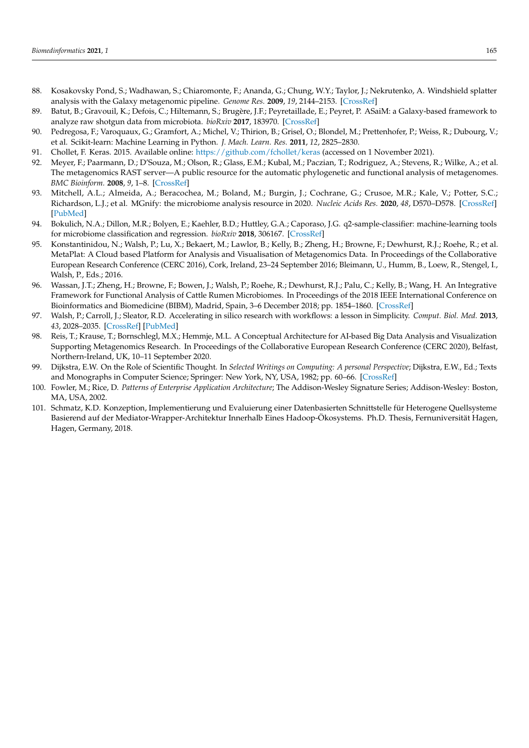88. Kosakovsky Pond, S.; Wadhawan, S.; Chiaromonte, F.; Ananda, G.; Chung, W.Y.; Taylor, J.; Nekrutenko, A. Windshield splatter analysis with the Galaxy metagenomic pipeline. *Genome Res.* **2009**, *19*, 2144–2153. [CrossRef]
89. Batut, B.; Gravouil, K.; Defois, C.; Hiltemann, S.; Brugère, J.F.; Peyretaillade, E.; Peyret, P. ASaiM: a Galaxy-based framework to analyze raw shotgun data from microbiota. *bioRxiv* **2017**, 183970. [CrossRef]
90. Pedregosa, F.; Varoquaux, G.; Gramfort, A.; Michel, V.; Thirion, B.; Grisel, O.; Blondel, M.; Prettenhofer, P.; Weiss, R.; Dubourg, V.; et al. Scikit-learn: Machine Learning in Python. *J. Mach. Learn. Res.* **2011**, *12*, 2825–2830.
91. Chollet, F. Keras. 2015. Available online: https://github.com/fchollet/keras (accessed on 1 November 2021).
92. Meyer, F.; Paarmann, D.; D'Souza, M.; Olson, R.; Glass, E.M.; Kubal, M.; Paczian, T.; Rodriguez, A.; Stevens, R.; Wilke, A.; et al. The metagenomics RAST server—A public resource for the automatic phylogenetic and functional analysis of metagenomes. *BMC Bioinform.* **2008**, *9*, 1–8. [CrossRef]
93. Mitchell, A.L.; Almeida, A.; Beracochea, M.; Boland, M.; Burgin, J.; Cochrane, G.; Crusoe, M.R.; Kale, V.; Potter, S.C.; Richardson, L.J.; et al. MGnify: the microbiome analysis resource in 2020. *Nucleic Acids Res.* **2020**, *48*, D570–D578. [CrossRef] [PubMed]
94. Bokulich, N.A.; Dillon, M.R.; Bolyen, E.; Kaehler, B.D.; Huttley, G.A.; Caporaso, J.G. q2-sample-classifier: machine-learning tools for microbiome classification and regression. *bioRxiv* **2018**, 306167. [CrossRef]
95. Konstantinidou, N.; Walsh, P.; Lu, X.; Bekaert, M.; Lawlor, B.; Kelly, B.; Zheng, H.; Browne, F.; Dewhurst, R.J.; Roehe, R.; et al. MetaPlat: A Cloud based Platform for Analysis and Visualisation of Metagenomics Data. In Proceedings of the Collaborative European Research Conference (CERC 2016), Cork, Ireland, 23–24 September 2016; Bleimann, U., Humm, B., Loew, R., Stengel, I., Walsh, P., Eds.; 2016.
96. Wassan, J.T.; Zheng, H.; Browne, F.; Bowen, J.; Walsh, P.; Roehe, R.; Dewhurst, R.J.; Palu, C.; Kelly, B.; Wang, H. An Integrative Framework for Functional Analysis of Cattle Rumen Microbiomes. In Proceedings of the 2018 IEEE International Conference on Bioinformatics and Biomedicine (BIBM), Madrid, Spain, 3–6 December 2018; pp. 1854–1860. [CrossRef]
97. Walsh, P.; Carroll, J.; Sleator, R.D. Accelerating in silico research with workflows: a lesson in Simplicity. *Comput. Biol. Med.* **2013**, *43*, 2028–2035. [CrossRef] [PubMed]
98. Reis, T.; Krause, T.; Bornschlegl, M.X.; Hemmje, M.L. A Conceptual Architecture for AI-based Big Data Analysis and Visualization Supporting Metagenomics Research. In Proceedings of the Collaborative European Research Conference (CERC 2020), Belfast, Northern-Ireland, UK, 10–11 September 2020.
99. Dijkstra, E.W. On the Role of Scientific Thought. In *Selected Writings on Computing: A personal Perspective*; Dijkstra, E.W., Ed.; Texts and Monographs in Computer Science; Springer: New York, NY, USA, 1982; pp. 60–66. [CrossRef]
100. Fowler, M.; Rice, D. *Patterns of Enterprise Application Architecture*; The Addison-Wesley Signature Series; Addison-Wesley: Boston, MA, USA, 2002.
101. Schmatz, K.D. Konzeption, Implementierung und Evaluierung einer Datenbasierten Schnittstelle für Heterogene Quellsysteme Basierend auf der Mediator-Wrapper-Architektur Innerhalb Eines Hadoop-Ökosystems. Ph.D. Thesis, Fernuniversität Hagen, Hagen, Germany, 2018.